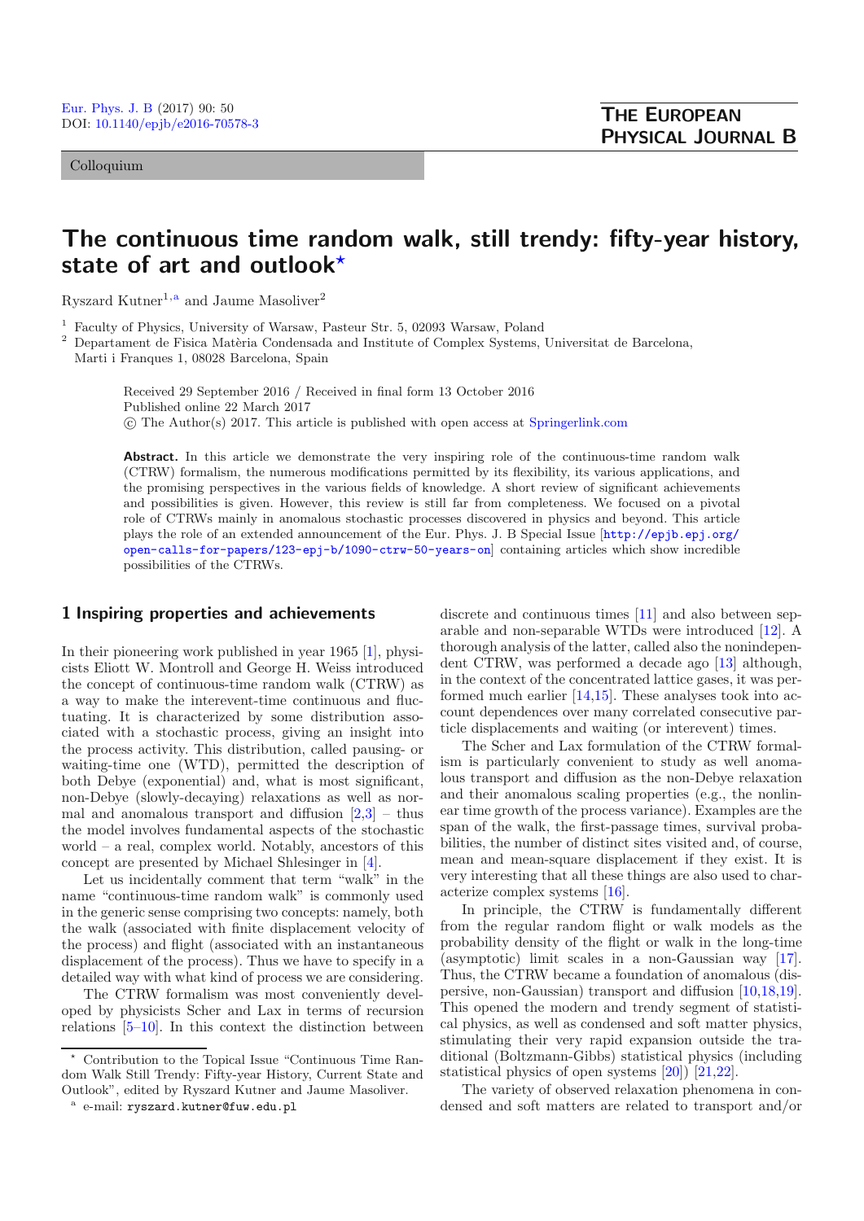Colloquium

# The continuous time random walk, still trendy: fifty-year history, state of art and outlook[⋆]

Ryszard Kutner[1,a] and Jaume Masoliver[2]

[1] Faculty of Physics, University of Warsaw, Pasteur Str. 5, 02093 Warsaw, Poland

[2] Departament de Fisica Matèria Condensada and Institute of Complex Systems, Universitat de Barcelona, Marti i Franques 1, 08028 Barcelona, Spain

Received 29 September 2016 / Received in final form 13 October 2016
Published online 22 March 2017
© The Author(s) 2017. This article is published with open access at Springerlink.com

**Abstract.** In this article we demonstrate the very inspiring role of the continuous-time random walk (CTRW) formalism, the numerous modifications permitted by its flexibility, its various applications, and the promising perspectives in the various fields of knowledge. A short review of significant achievements and possibilities is given. However, this review is still far from completeness. We focused on a pivotal role of CTRWs mainly in anomalous stochastic processes discovered in physics and beyond. This article plays the role of an extended announcement of the Eur. Phys. J. B Special Issue [http://epjb.epj.org/open-calls-for-papers/123-epj-b/1090-ctrw-50-years-on] containing articles which show incredible possibilities of the CTRWs.

## 1 Inspiring properties and achievements

In their pioneering work published in year 1965 [1], physicists Eliott W. Montroll and George H. Weiss introduced the concept of continuous-time random walk (CTRW) as a way to make the interevent-time continuous and fluctuating. It is characterized by some distribution associated with a stochastic process, giving an insight into the process activity. This distribution, called pausing- or waiting-time one (WTD), permitted the description of both Debye (exponential) and, what is most significant, non-Debye (slowly-decaying) relaxations as well as normal and anomalous transport and diffusion [2,3] – thus the model involves fundamental aspects of the stochastic world – a real, complex world. Notably, ancestors of this concept are presented by Michael Shlesinger in [4].

Let us incidentally comment that term "walk" in the name "continuous-time random walk" is commonly used in the generic sense comprising two concepts: namely, both the walk (associated with finite displacement velocity of the process) and flight (associated with an instantaneous displacement of the process). Thus we have to specify in a detailed way with what kind of process we are considering.

The CTRW formalism was most conveniently developed by physicists Scher and Lax in terms of recursion relations [5–10]. In this context the distinction between discrete and continuous times [11] and also between separable and non-separable WTDs were introduced [12]. A thorough analysis of the latter, called also the nonindependent CTRW, was performed a decade ago [13] although, in the context of the concentrated lattice gases, it was performed much earlier [14,15]. These analyses took into account dependences over many correlated consecutive particle displacements and waiting (or interevent) times.

The Scher and Lax formulation of the CTRW formalism is particularly convenient to study as well anomalous transport and diffusion as the non-Debye relaxation and their anomalous scaling properties (e.g., the nonlinear time growth of the process variance). Examples are the span of the walk, the first-passage times, survival probabilities, the number of distinct sites visited and, of course, mean and mean-square displacement if they exist. It is very interesting that all these things are also used to characterize complex systems [16].

In principle, the CTRW is fundamentally different from the regular random flight or walk models as the probability density of the flight or walk in the long-time (asymptotic) limit scales in a non-Gaussian way [17]. Thus, the CTRW became a foundation of anomalous (dispersive, non-Gaussian) transport and diffusion [10,18,19]. This opened the modern and trendy segment of statistical physics, as well as condensed and soft matter physics, stimulating their very rapid expansion outside the traditional (Boltzmann-Gibbs) statistical physics (including statistical physics of open systems [20]) [21,22].

The variety of observed relaxation phenomena in condensed and soft matters are related to transport and/or

[⋆] Contribution to the Topical Issue "Continuous Time Random Walk Still Trendy: Fifty-year History, Current State and Outlook", edited by Ryszard Kutner and Jaume Masoliver.

[a] e-mail: ryszard.kutner@fuw.edu.pl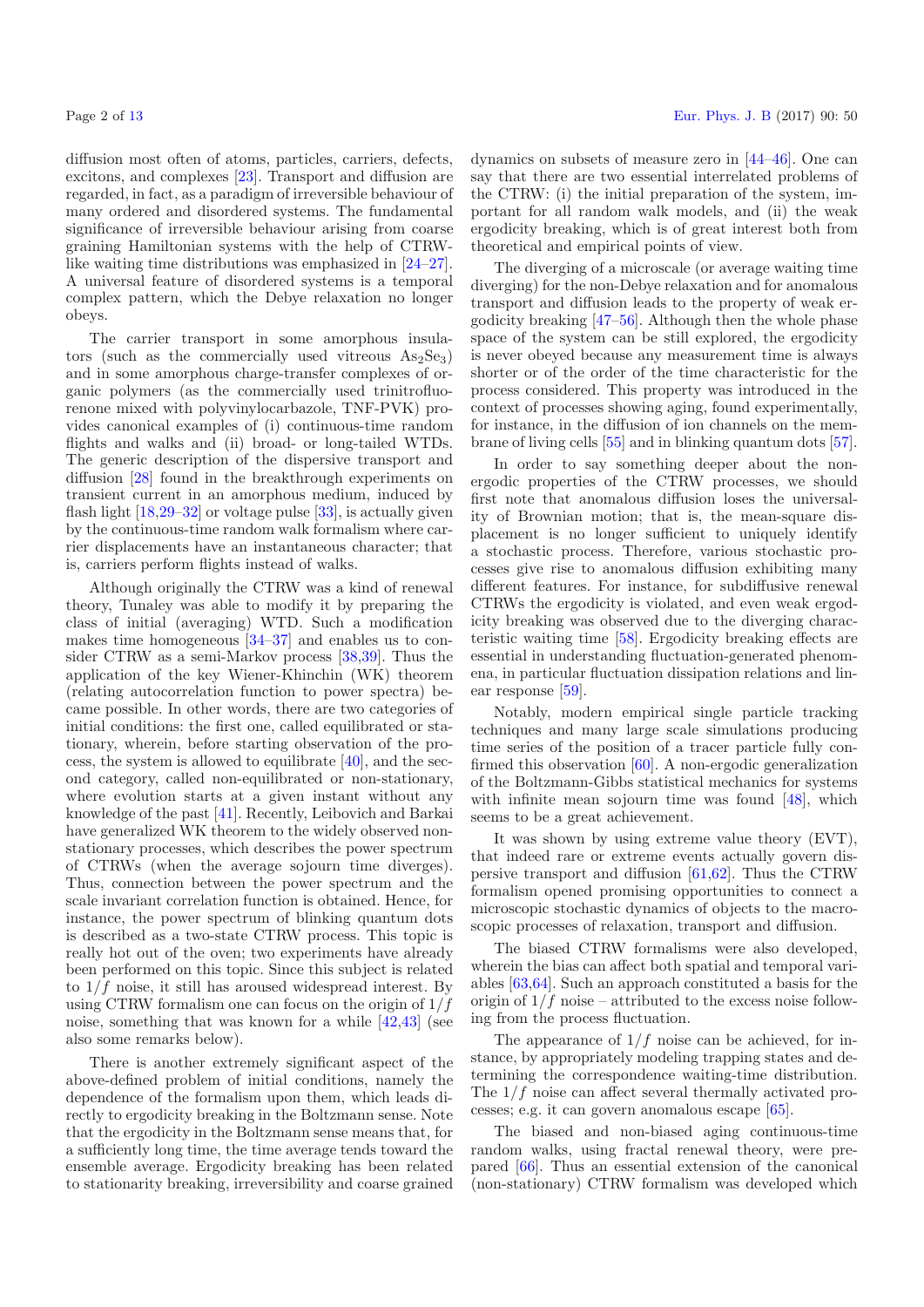diffusion most often of atoms, particles, carriers, defects, excitons, and complexes [23]. Transport and diffusion are regarded, in fact, as a paradigm of irreversible behaviour of many ordered and disordered systems. The fundamental significance of irreversible behaviour arising from coarse graining Hamiltonian systems with the help of CTRW-like waiting time distributions was emphasized in [24–27]. A universal feature of disordered systems is a temporal complex pattern, which the Debye relaxation no longer obeys.

The carrier transport in some amorphous insulators (such as the commercially used vitreous $As_2Se_3$) and in some amorphous charge-transfer complexes of organic polymers (as the commercially used trinitrofluorenone mixed with polyvinylocarbazole, TNF-PVK) provides canonical examples of (i) continuous-time random flights and walks and (ii) broad- or long-tailed WTDs. The generic description of the dispersive transport and diffusion [28] found in the breakthrough experiments on transient current in an amorphous medium, induced by flash light [18,29–32] or voltage pulse [33], is actually given by the continuous-time random walk formalism where carrier displacements have an instantaneous character; that is, carriers perform flights instead of walks.

Although originally the CTRW was a kind of renewal theory, Tunaley was able to modify it by preparing the class of initial (averaging) WTD. Such a modification makes time homogeneous [34–37] and enables us to consider CTRW as a semi-Markov process [38,39]. Thus the application of the key Wiener-Khinchin (WK) theorem (relating autocorrelation function to power spectra) became possible. In other words, there are two categories of initial conditions: the first one, called equilibrated or stationary, wherein, before starting observation of the process, the system is allowed to equilibrate [40], and the second category, called non-equilibrated or non-stationary, where evolution starts at a given instant without any knowledge of the past [41]. Recently, Leibovich and Barkai have generalized WK theorem to the widely observed non-stationary processes, which describes the power spectrum of CTRWs (when the average sojourn time diverges). Thus, connection between the power spectrum and the scale invariant correlation function is obtained. Hence, for instance, the power spectrum of blinking quantum dots is described as a two-state CTRW process. This topic is really hot out of the oven; two experiments have already been performed on this topic. Since this subject is related to $1/f$ noise, it still has aroused widespread interest. By using CTRW formalism one can focus on the origin of $1/f$ noise, something that was known for a while [42,43] (see also some remarks below).

There is another extremely significant aspect of the above-defined problem of initial conditions, namely the dependence of the formalism upon them, which leads directly to ergodicity breaking in the Boltzmann sense. Note that the ergodicity in the Boltzmann sense means that, for a sufficiently long time, the time average tends toward the ensemble average. Ergodicity breaking has been related to stationarity breaking, irreversibility and coarse grained dynamics on subsets of measure zero in [44–46]. One can say that there are two essential interrelated problems of the CTRW: (i) the initial preparation of the system, important for all random walk models, and (ii) the weak ergodicity breaking, which is of great interest both from theoretical and empirical points of view.

The diverging of a microscale (or average waiting time diverging) for the non-Debye relaxation and for anomalous transport and diffusion leads to the property of weak ergodicity breaking [47–56]. Although then the whole phase space of the system can be still explored, the ergodicity is never obeyed because any measurement time is always shorter or of the order of the time characteristic for the process considered. This property was introduced in the context of processes showing aging, found experimentally, for instance, in the diffusion of ion channels on the membrane of living cells [55] and in blinking quantum dots [57].

In order to say something deeper about the non-ergodic properties of the CTRW processes, we should first note that anomalous diffusion loses the universality of Brownian motion; that is, the mean-square displacement is no longer sufficient to uniquely identify a stochastic process. Therefore, various stochastic processes give rise to anomalous diffusion exhibiting many different features. For instance, for subdiffusive renewal CTRWs the ergodicity is violated, and even weak ergodicity breaking was observed due to the diverging characteristic waiting time [58]. Ergodicity breaking effects are essential in understanding fluctuation-generated phenomena, in particular fluctuation dissipation relations and linear response [59].

Notably, modern empirical single particle tracking techniques and many large scale simulations producing time series of the position of a tracer particle fully confirmed this observation [60]. A non-ergodic generalization of the Boltzmann-Gibbs statistical mechanics for systems with infinite mean sojourn time was found [48], which seems to be a great achievement.

It was shown by using extreme value theory (EVT), that indeed rare or extreme events actually govern dispersive transport and diffusion [61,62]. Thus the CTRW formalism opened promising opportunities to connect a microscopic stochastic dynamics of objects to the macroscopic processes of relaxation, transport and diffusion.

The biased CTRW formalisms were also developed, wherein the bias can affect both spatial and temporal variables [63,64]. Such an approach constituted a basis for the origin of $1/f$ noise – attributed to the excess noise following from the process fluctuation.

The appearance of $1/f$ noise can be achieved, for instance, by appropriately modeling trapping states and determining the correspondence waiting-time distribution. The $1/f$ noise can affect several thermally activated processes; e.g. it can govern anomalous escape [65].

The biased and non-biased aging continuous-time random walks, using fractal renewal theory, were prepared [66]. Thus an essential extension of the canonical (non-stationary) CTRW formalism was developed which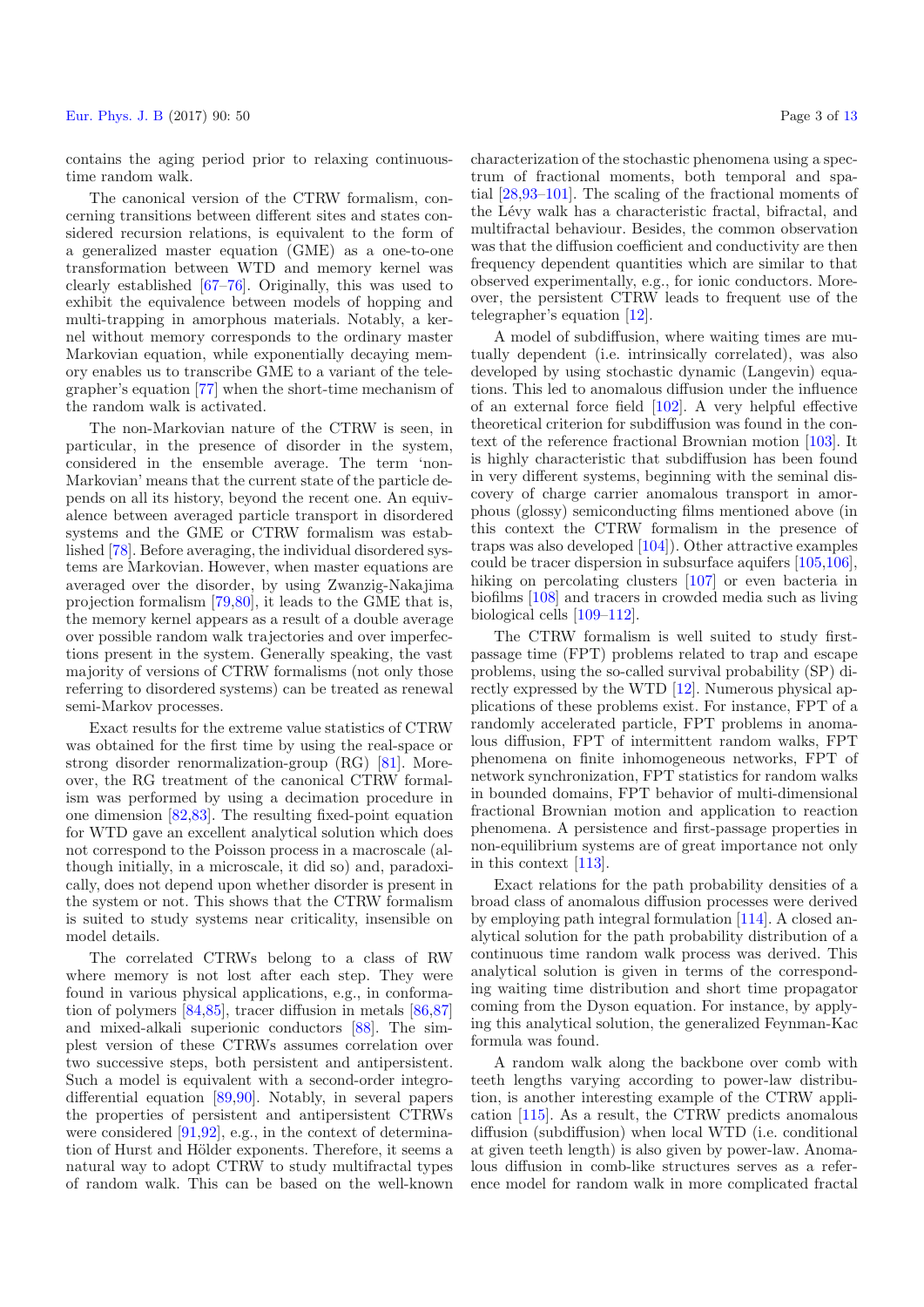contains the aging period prior to relaxing continuous-time random walk.

The canonical version of the CTRW formalism, concerning transitions between different sites and states considered recursion relations, is equivalent to the form of a generalized master equation (GME) as a one-to-one transformation between WTD and memory kernel was clearly established [67–76]. Originally, this was used to exhibit the equivalence between models of hopping and multi-trapping in amorphous materials. Notably, a kernel without memory corresponds to the ordinary master Markovian equation, while exponentially decaying memory enables us to transcribe GME to a variant of the telegrapher's equation [77] when the short-time mechanism of the random walk is activated.

The non-Markovian nature of the CTRW is seen, in particular, in the presence of disorder in the system, considered in the ensemble average. The term 'non-Markovian' means that the current state of the particle depends on all its history, beyond the recent one. An equivalence between averaged particle transport in disordered systems and the GME or CTRW formalism was established [78]. Before averaging, the individual disordered systems are Markovian. However, when master equations are averaged over the disorder, by using Zwanzig-Nakajima projection formalism [79,80], it leads to the GME that is, the memory kernel appears as a result of a double average over possible random walk trajectories and over imperfections present in the system. Generally speaking, the vast majority of versions of CTRW formalisms (not only those referring to disordered systems) can be treated as renewal semi-Markov processes.

Exact results for the extreme value statistics of CTRW was obtained for the first time by using the real-space or strong disorder renormalization-group (RG) [81]. Moreover, the RG treatment of the canonical CTRW formalism was performed by using a decimation procedure in one dimension [82,83]. The resulting fixed-point equation for WTD gave an excellent analytical solution which does not correspond to the Poisson process in a macroscale (although initially, in a microscale, it did so) and, paradoxically, does not depend upon whether disorder is present in the system or not. This shows that the CTRW formalism is suited to study systems near criticality, insensible on model details.

The correlated CTRWs belong to a class of RW where memory is not lost after each step. They were found in various physical applications, e.g., in conformation of polymers [84,85], tracer diffusion in metals [86,87] and mixed-alkali superionic conductors [88]. The simplest version of these CTRWs assumes correlation over two successive steps, both persistent and antipersistent. Such a model is equivalent with a second-order integro-differential equation [89,90]. Notably, in several papers the properties of persistent and antipersistent CTRWs were considered [91,92], e.g., in the context of determination of Hurst and Hölder exponents. Therefore, it seems a natural way to adopt CTRW to study multifractal types of random walk. This can be based on the well-known characterization of the stochastic phenomena using a spectrum of fractional moments, both temporal and spatial [28,93–101]. The scaling of the fractional moments of the Lévy walk has a characteristic fractal, bifractal, and multifractal behaviour. Besides, the common observation was that the diffusion coefficient and conductivity are then frequency dependent quantities which are similar to that observed experimentally, e.g., for ionic conductors. Moreover, the persistent CTRW leads to frequent use of the telegrapher's equation [12].

A model of subdiffusion, where waiting times are mutually dependent (i.e. intrinsically correlated), was also developed by using stochastic dynamic (Langevin) equations. This led to anomalous diffusion under the influence of an external force field [102]. A very helpful effective theoretical criterion for subdiffusion was found in the context of the reference fractional Brownian motion [103]. It is highly characteristic that subdiffusion has been found in very different systems, beginning with the seminal discovery of charge carrier anomalous transport in amorphous (glossy) semiconducting films mentioned above (in this context the CTRW formalism in the presence of traps was also developed [104]). Other attractive examples could be tracer dispersion in subsurface aquifers [105,106], hiking on percolating clusters [107] or even bacteria in biofilms [108] and tracers in crowded media such as living biological cells [109–112].

The CTRW formalism is well suited to study first-passage time (FPT) problems related to trap and escape problems, using the so-called survival probability (SP) directly expressed by the WTD [12]. Numerous physical applications of these problems exist. For instance, FPT of a randomly accelerated particle, FPT problems in anomalous diffusion, FPT of intermittent random walks, FPT phenomena on finite inhomogeneous networks, FPT of network synchronization, FPT statistics for random walks in bounded domains, FPT behavior of multi-dimensional fractional Brownian motion and application to reaction phenomena. A persistence and first-passage properties in non-equilibrium systems are of great importance not only in this context [113].

Exact relations for the path probability densities of a broad class of anomalous diffusion processes were derived by employing path integral formulation [114]. A closed analytical solution for the path probability distribution of a continuous time random walk process was derived. This analytical solution is given in terms of the corresponding waiting time distribution and short time propagator coming from the Dyson equation. For instance, by applying this analytical solution, the generalized Feynman-Kac formula was found.

A random walk along the backbone over comb with teeth lengths varying according to power-law distribution, is another interesting example of the CTRW application [115]. As a result, the CTRW predicts anomalous diffusion (subdiffusion) when local WTD (i.e. conditional at given teeth length) is also given by power-law. Anomalous diffusion in comb-like structures serves as a reference model for random walk in more complicated fractal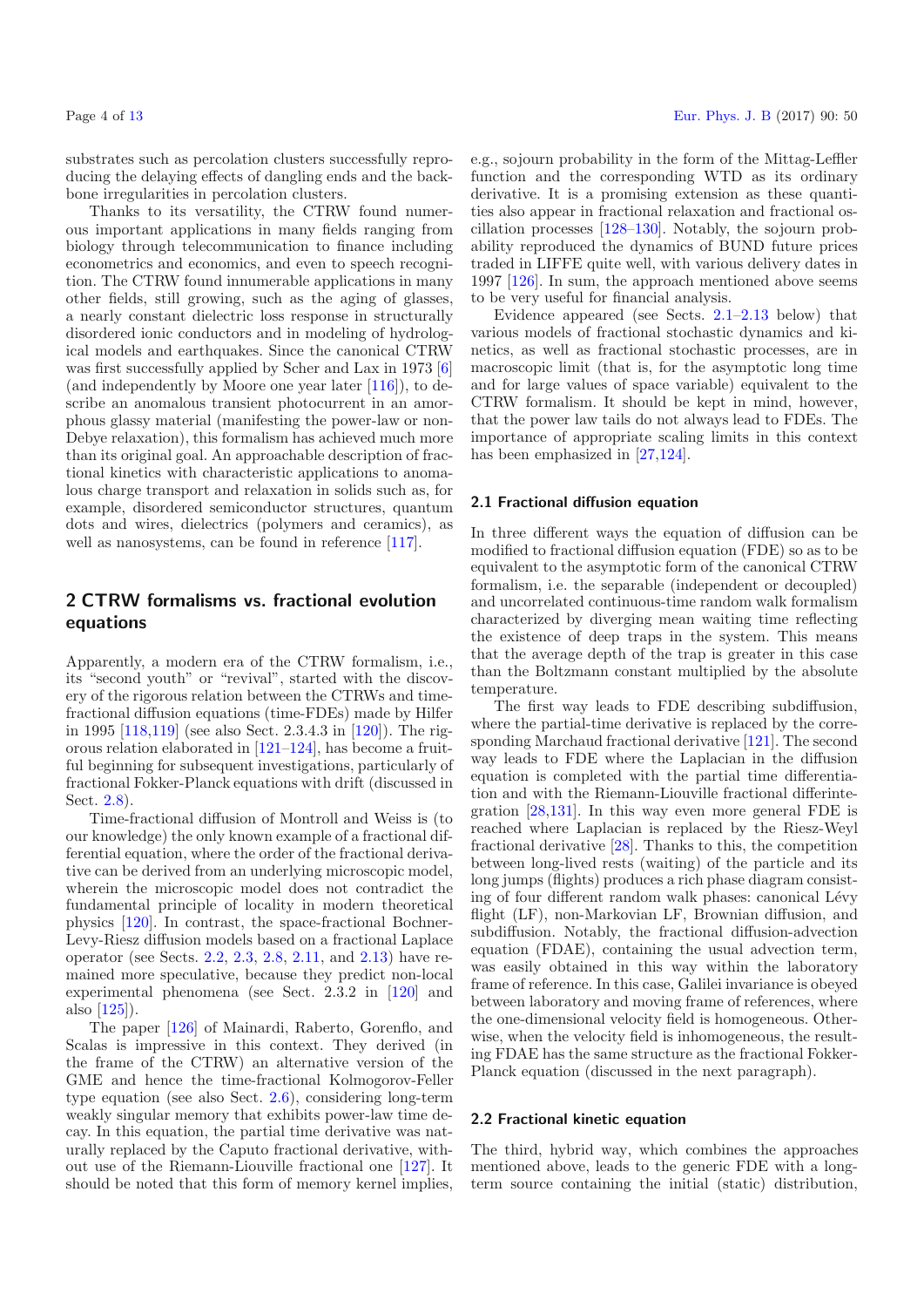substrates such as percolation clusters successfully reproducing the delaying effects of dangling ends and the backbone irregularities in percolation clusters.

Thanks to its versatility, the CTRW found numerous important applications in many fields ranging from biology through telecommunication to finance including econometrics and economics, and even to speech recognition. The CTRW found innumerable applications in many other fields, still growing, such as the aging of glasses, a nearly constant dielectric loss response in structurally disordered ionic conductors and in modeling of hydrological models and earthquakes. Since the canonical CTRW was first successfully applied by Scher and Lax in 1973 [6] (and independently by Moore one year later [116]), to describe an anomalous transient photocurrent in an amorphous glassy material (manifesting the power-law or non-Debye relaxation), this formalism has achieved much more than its original goal. An approachable description of fractional kinetics with characteristic applications to anomalous charge transport and relaxation in solids such as, for example, disordered semiconductor structures, quantum dots and wires, dielectrics (polymers and ceramics), as well as nanosystems, can be found in reference [117].

## 2 CTRW formalisms vs. fractional evolution equations

Apparently, a modern era of the CTRW formalism, i.e., its "second youth" or "revival", started with the discovery of the rigorous relation between the CTRWs and time-fractional diffusion equations (time-FDEs) made by Hilfer in 1995 [118,119] (see also Sect. 2.3.4.3 in [120]). The rigorous relation elaborated in [121–124], has become a fruitful beginning for subsequent investigations, particularly of fractional Fokker-Planck equations with drift (discussed in Sect. 2.8).

Time-fractional diffusion of Montroll and Weiss is (to our knowledge) the only known example of a fractional differential equation, where the order of the fractional derivative can be derived from an underlying microscopic model, wherein the microscopic model does not contradict the fundamental principle of locality in modern theoretical physics [120]. In contrast, the space-fractional Bochner-Levy-Riesz diffusion models based on a fractional Laplace operator (see Sects. 2.2, 2.3, 2.8, 2.11, and 2.13) have remained more speculative, because they predict non-local experimental phenomena (see Sect. 2.3.2 in [120] and also [125]).

The paper [126] of Mainardi, Raberto, Gorenflo, and Scalas is impressive in this context. They derived (in the frame of the CTRW) an alternative version of the GME and hence the time-fractional Kolmogorov-Feller type equation (see also Sect. 2.6), considering long-term weakly singular memory that exhibits power-law time decay. In this equation, the partial time derivative was naturally replaced by the Caputo fractional derivative, without use of the Riemann-Liouville fractional one [127]. It should be noted that this form of memory kernel implies, e.g., sojourn probability in the form of the Mittag-Leffler function and the corresponding WTD as its ordinary derivative. It is a promising extension as these quantities also appear in fractional relaxation and fractional oscillation processes [128–130]. Notably, the sojourn probability reproduced the dynamics of BUND future prices traded in LIFFE quite well, with various delivery dates in 1997 [126]. In sum, the approach mentioned above seems to be very useful for financial analysis.

Evidence appeared (see Sects. 2.1–2.13 below) that various models of fractional stochastic dynamics and kinetics, as well as fractional stochastic processes, are in macroscopic limit (that is, for the asymptotic long time and for large values of space variable) equivalent to the CTRW formalism. It should be kept in mind, however, that the power law tails do not always lead to FDEs. The importance of appropriate scaling limits in this context has been emphasized in [27,124].

### 2.1 Fractional diffusion equation

In three different ways the equation of diffusion can be modified to fractional diffusion equation (FDE) so as to be equivalent to the asymptotic form of the canonical CTRW formalism, i.e. the separable (independent or decoupled) and uncorrelated continuous-time random walk formalism characterized by diverging mean waiting time reflecting the existence of deep traps in the system. This means that the average depth of the trap is greater in this case than the Boltzmann constant multiplied by the absolute temperature.

The first way leads to FDE describing subdiffusion, where the partial-time derivative is replaced by the corresponding Marchaud fractional derivative [121]. The second way leads to FDE where the Laplacian in the diffusion equation is completed with the partial time differentiation and with the Riemann-Liouville fractional differintegration [28,131]. In this way even more general FDE is reached where Laplacian is replaced by the Riesz-Weyl fractional derivative [28]. Thanks to this, the competition between long-lived rests (waiting) of the particle and its long jumps (flights) produces a rich phase diagram consisting of four different random walk phases: canonical Lévy flight (LF), non-Markovian LF, Brownian diffusion, and subdiffusion. Notably, the fractional diffusion-advection equation (FDAE), containing the usual advection term, was easily obtained in this way within the laboratory frame of reference. In this case, Galilei invariance is obeyed between laboratory and moving frame of references, where the one-dimensional velocity field is homogeneous. Otherwise, when the velocity field is inhomogeneous, the resulting FDAE has the same structure as the fractional Fokker-Planck equation (discussed in the next paragraph).

### 2.2 Fractional kinetic equation

The third, hybrid way, which combines the approaches mentioned above, leads to the generic FDE with a long-term source containing the initial (static) distribution,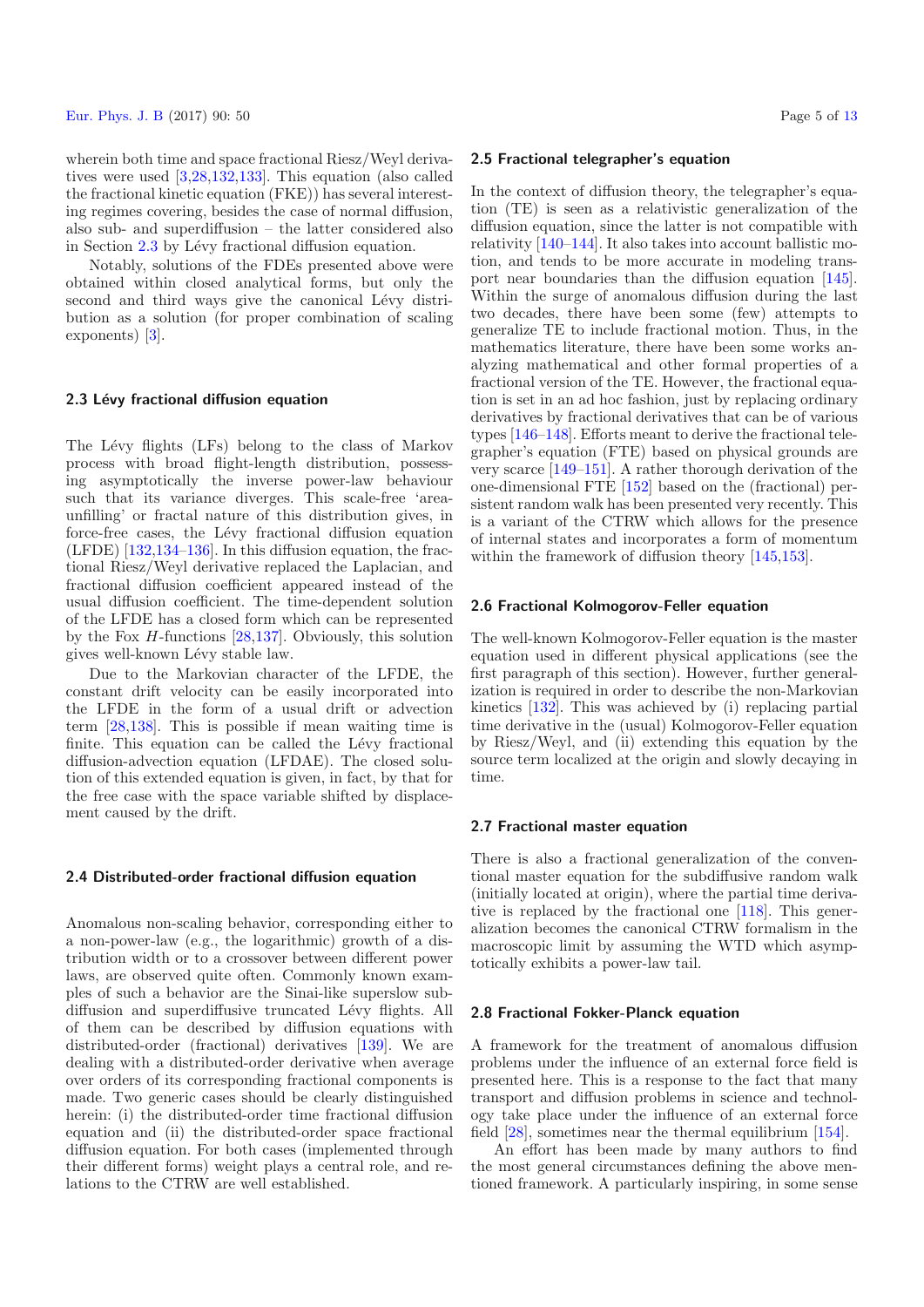wherein both time and space fractional Riesz/Weyl derivatives were used [3,28,132,133]. This equation (also called the fractional kinetic equation (FKE)) has several interesting regimes covering, besides the case of normal diffusion, also sub- and superdiffusion – the latter considered also in Section 2.3 by Lévy fractional diffusion equation.

Notably, solutions of the FDEs presented above were obtained within closed analytical forms, but only the second and third ways give the canonical Lévy distribution as a solution (for proper combination of scaling exponents) [3].

### 2.3 Lévy fractional diffusion equation

The Lévy flights (LFs) belong to the class of Markov process with broad flight-length distribution, possessing asymptotically the inverse power-law behaviour such that its variance diverges. This scale-free 'area-unfilling' or fractal nature of this distribution gives, in force-free cases, the Lévy fractional diffusion equation (LFDE) [132,134–136]. In this diffusion equation, the fractional Riesz/Weyl derivative replaced the Laplacian, and fractional diffusion coefficient appeared instead of the usual diffusion coefficient. The time-dependent solution of the LFDE has a closed form which can be represented by the Fox $H$-functions [28,137]. Obviously, this solution gives well-known Lévy stable law.

Due to the Markovian character of the LFDE, the constant drift velocity can be easily incorporated into the LFDE in the form of a usual drift or advection term [28,138]. This is possible if mean waiting time is finite. This equation can be called the Lévy fractional diffusion-advection equation (LFDAE). The closed solution of this extended equation is given, in fact, by that for the free case with the space variable shifted by displacement caused by the drift.

### 2.4 Distributed-order fractional diffusion equation

Anomalous non-scaling behavior, corresponding either to a non-power-law (e.g., the logarithmic) growth of a distribution width or to a crossover between different power laws, are observed quite often. Commonly known examples of such a behavior are the Sinai-like superslow subdiffusion and superdiffusive truncated Lévy flights. All of them can be described by diffusion equations with distributed-order (fractional) derivatives [139]. We are dealing with a distributed-order derivative when average over orders of its corresponding fractional components is made. Two generic cases should be clearly distinguished herein: (i) the distributed-order time fractional diffusion equation and (ii) the distributed-order space fractional diffusion equation. For both cases (implemented through their different forms) weight plays a central role, and relations to the CTRW are well established.

### 2.5 Fractional telegrapher's equation

In the context of diffusion theory, the telegrapher's equation (TE) is seen as a relativistic generalization of the diffusion equation, since the latter is not compatible with relativity [140–144]. It also takes into account ballistic motion, and tends to be more accurate in modeling transport near boundaries than the diffusion equation [145]. Within the surge of anomalous diffusion during the last two decades, there have been some (few) attempts to generalize TE to include fractional motion. Thus, in the mathematics literature, there have been some works analyzing mathematical and other formal properties of a fractional version of the TE. However, the fractional equation is set in an ad hoc fashion, just by replacing ordinary derivatives by fractional derivatives that can be of various types [146–148]. Efforts meant to derive the fractional telegrapher's equation (FTE) based on physical grounds are very scarce [149–151]. A rather thorough derivation of the one-dimensional FTE [152] based on the (fractional) persistent random walk has been presented very recently. This is a variant of the CTRW which allows for the presence of internal states and incorporates a form of momentum within the framework of diffusion theory [145,153].

### 2.6 Fractional Kolmogorov-Feller equation

The well-known Kolmogorov-Feller equation is the master equation used in different physical applications (see the first paragraph of this section). However, further generalization is required in order to describe the non-Markovian kinetics [132]. This was achieved by (i) replacing partial time derivative in the (usual) Kolmogorov-Feller equation by Riesz/Weyl, and (ii) extending this equation by the source term localized at the origin and slowly decaying in time.

### 2.7 Fractional master equation

There is also a fractional generalization of the conventional master equation for the subdiffusive random walk (initially located at origin), where the partial time derivative is replaced by the fractional one [118]. This generalization becomes the canonical CTRW formalism in the macroscopic limit by assuming the WTD which asymptotically exhibits a power-law tail.

### 2.8 Fractional Fokker-Planck equation

A framework for the treatment of anomalous diffusion problems under the influence of an external force field is presented here. This is a response to the fact that many transport and diffusion problems in science and technology take place under the influence of an external force field [28], sometimes near the thermal equilibrium [154].

An effort has been made by many authors to find the most general circumstances defining the above mentioned framework. A particularly inspiring, in some sense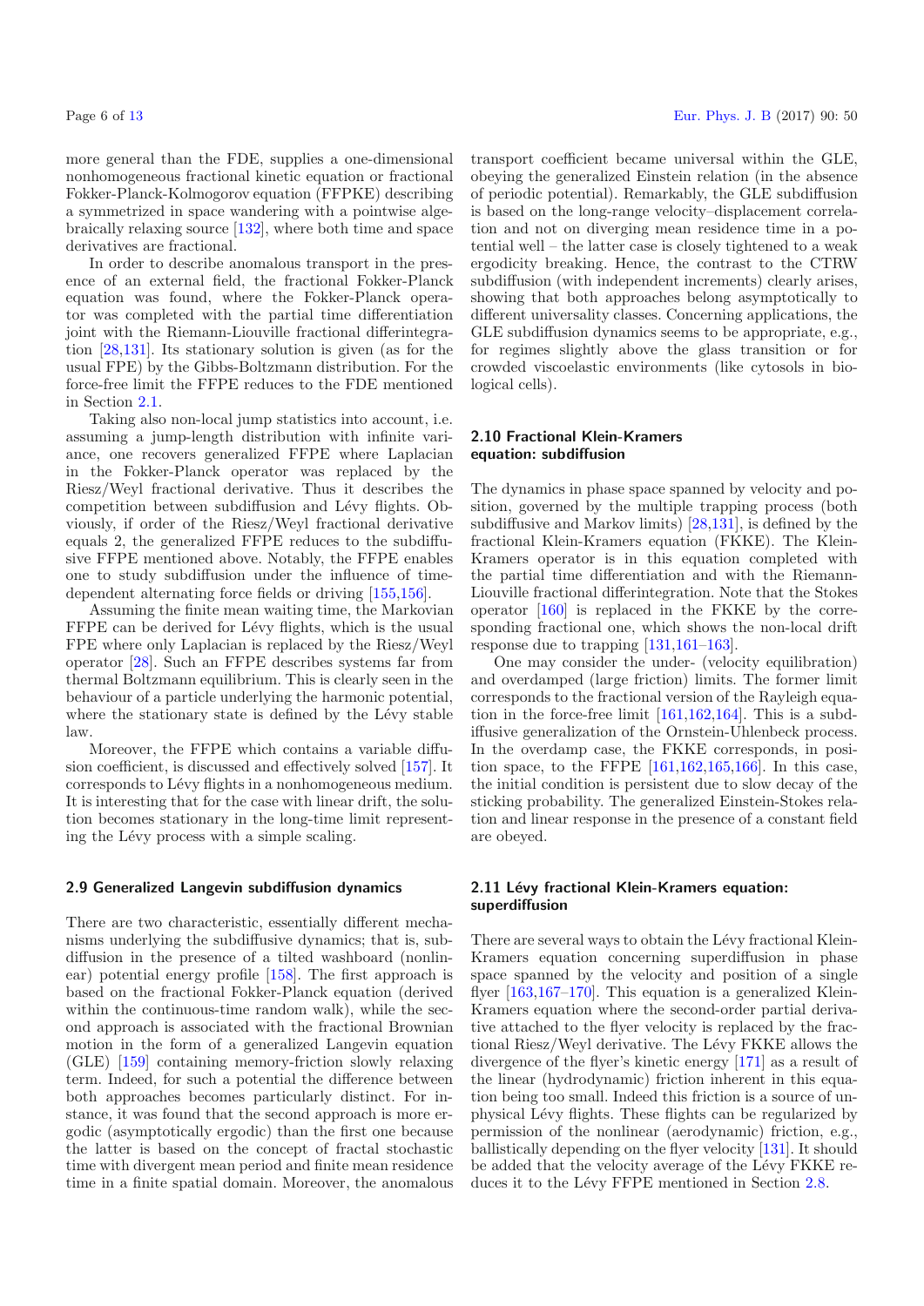more general than the FDE, supplies a one-dimensional nonhomogeneous fractional kinetic equation or fractional Fokker-Planck-Kolmogorov equation (FFPKE) describing a symmetrized in space wandering with a pointwise algebraically relaxing source [132], where both time and space derivatives are fractional.

In order to describe anomalous transport in the presence of an external field, the fractional Fokker-Planck equation was found, where the Fokker-Planck operator was completed with the partial time differentiation joint with the Riemann-Liouville fractional differintegration [28,131]. Its stationary solution is given (as for the usual FPE) by the Gibbs-Boltzmann distribution. For the force-free limit the FFPE reduces to the FDE mentioned in Section 2.1.

Taking also non-local jump statistics into account, i.e. assuming a jump-length distribution with infinite variance, one recovers generalized FFPE where Laplacian in the Fokker-Planck operator was replaced by the Riesz/Weyl fractional derivative. Thus it describes the competition between subdiffusion and Lévy flights. Obviously, if order of the Riesz/Weyl fractional derivative equals 2, the generalized FFPE reduces to the subdiffusive FFPE mentioned above. Notably, the FFPE enables one to study subdiffusion under the influence of time-dependent alternating force fields or driving [155,156].

Assuming the finite mean waiting time, the Markovian FFPE can be derived for Lévy flights, which is the usual FPE where only Laplacian is replaced by the Riesz/Weyl operator [28]. Such an FFPE describes systems far from thermal Boltzmann equilibrium. This is clearly seen in the behaviour of a particle underlying the harmonic potential, where the stationary state is defined by the Lévy stable law.

Moreover, the FFPE which contains a variable diffusion coefficient, is discussed and effectively solved [157]. It corresponds to Lévy flights in a nonhomogeneous medium. It is interesting that for the case with linear drift, the solution becomes stationary in the long-time limit representing the Lévy process with a simple scaling.

### 2.9 Generalized Langevin subdiffusion dynamics

There are two characteristic, essentially different mechanisms underlying the subdiffusive dynamics; that is, subdiffusion in the presence of a tilted washboard (nonlinear) potential energy profile [158]. The first approach is based on the fractional Fokker-Planck equation (derived within the continuous-time random walk), while the second approach is associated with the fractional Brownian motion in the form of a generalized Langevin equation (GLE) [159] containing memory-friction slowly relaxing term. Indeed, for such a potential the difference between both approaches becomes particularly distinct. For instance, it was found that the second approach is more ergodic (asymptotically ergodic) than the first one because the latter is based on the concept of fractal stochastic time with divergent mean period and finite mean residence time in a finite spatial domain. Moreover, the anomalous transport coefficient became universal within the GLE, obeying the generalized Einstein relation (in the absence of periodic potential). Remarkably, the GLE subdiffusion is based on the long-range velocity–displacement correlation and not on diverging mean residence time in a potential well – the latter case is closely tightened to a weak ergodicity breaking. Hence, the contrast to the CTRW subdiffusion (with independent increments) clearly arises, showing that both approaches belong asymptotically to different universality classes. Concerning applications, the GLE subdiffusion dynamics seems to be appropriate, e.g., for regimes slightly above the glass transition or for crowded viscoelastic environments (like cytosols in biological cells).

### 2.10 Fractional Klein-Kramers equation: subdiffusion

The dynamics in phase space spanned by velocity and position, governed by the multiple trapping process (both subdiffusive and Markov limits) [28,131], is defined by the fractional Klein-Kramers equation (FKKE). The Klein-Kramers operator is in this equation completed with the partial time differentiation and with the Riemann-Liouville fractional differintegration. Note that the Stokes operator [160] is replaced in the FKKE by the corresponding fractional one, which shows the non-local drift response due to trapping [131,161–163].

One may consider the under- (velocity equilibration) and overdamped (large friction) limits. The former limit corresponds to the fractional version of the Rayleigh equation in the force-free limit [161,162,164]. This is a subdiffusive generalization of the Ornstein-Uhlenbeck process. In the overdamp case, the FKKE corresponds, in position space, to the FFPE [161,162,165,166]. In this case, the initial condition is persistent due to slow decay of the sticking probability. The generalized Einstein-Stokes relation and linear response in the presence of a constant field are obeyed.

### 2.11 Lévy fractional Klein-Kramers equation: superdiffusion

There are several ways to obtain the Lévy fractional Klein-Kramers equation concerning superdiffusion in phase space spanned by the velocity and position of a single flyer [163,167–170]. This equation is a generalized Klein-Kramers equation where the second-order partial derivative attached to the flyer velocity is replaced by the fractional Riesz/Weyl derivative. The Lévy FKKE allows the divergence of the flyer's kinetic energy [171] as a result of the linear (hydrodynamic) friction inherent in this equation being too small. Indeed this friction is a source of unphysical Lévy flights. These flights can be regularized by permission of the nonlinear (aerodynamic) friction, e.g., ballistically depending on the flyer velocity [131]. It should be added that the velocity average of the Lévy FKKE reduces it to the Lévy FFPE mentioned in Section 2.8.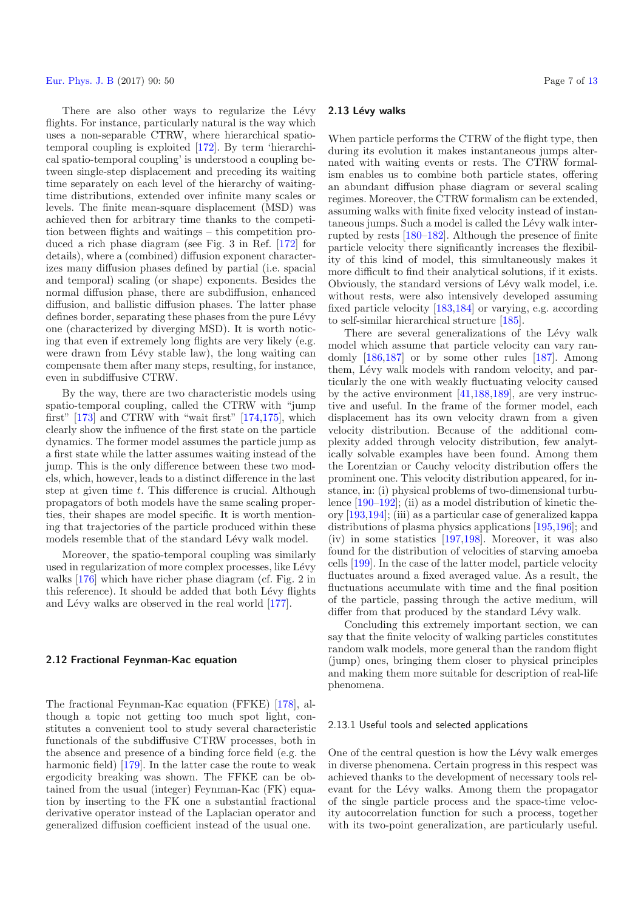There are also other ways to regularize the Lévy flights. For instance, particularly natural is the way which uses a non-separable CTRW, where hierarchical spatio-temporal coupling is exploited [172]. By term 'hierarchical spatio-temporal coupling' is understood a coupling between single-step displacement and preceding its waiting time separately on each level of the hierarchy of waiting-time distributions, extended over infinite many scales or levels. The finite mean-square displacement (MSD) was achieved then for arbitrary time thanks to the competition between flights and waitings – this competition produced a rich phase diagram (see Fig. 3 in Ref. [172] for details), where a (combined) diffusion exponent characterizes many diffusion phases defined by partial (i.e. spatial and temporal) scaling (or shape) exponents. Besides the normal diffusion phase, there are subdiffusion, enhanced diffusion, and ballistic diffusion phases. The latter phase defines border, separating these phases from the pure Lévy one (characterized by diverging MSD). It is worth noticing that even if extremely long flights are very likely (e.g. were drawn from Lévy stable law), the long waiting can compensate them after many steps, resulting, for instance, even in subdiffusive CTRW.

By the way, there are two characteristic models using spatio-temporal coupling, called the CTRW with "jump first" [173] and CTRW with "wait first" [174,175], which clearly show the influence of the first state on the particle dynamics. The former model assumes the particle jump as a first state while the latter assumes waiting instead of the jump. This is the only difference between these two models, which, however, leads to a distinct difference in the last step at given time $t$. This difference is crucial. Although propagators of both models have the same scaling properties, their shapes are model specific. It is worth mentioning that trajectories of the particle produced within these models resemble that of the standard Lévy walk model.

Moreover, the spatio-temporal coupling was similarly used in regularization of more complex processes, like Lévy walks [176] which have richer phase diagram (cf. Fig. 2 in this reference). It should be added that both Lévy flights and Lévy walks are observed in the real world [177].

### 2.12 Fractional Feynman-Kac equation

The fractional Feynman-Kac equation (FFKE) [178], although a topic not getting too much spot light, constitutes a convenient tool to study several characteristic functionals of the subdiffusive CTRW processes, both in the absence and presence of a binding force field (e.g. the harmonic field) [179]. In the latter case the route to weak ergodicity breaking was shown. The FFKE can be obtained from the usual (integer) Feynman-Kac (FK) equation by inserting to the FK one a substantial fractional derivative operator instead of the Laplacian operator and generalized diffusion coefficient instead of the usual one.

### 2.13 Lévy walks

When particle performs the CTRW of the flight type, then during its evolution it makes instantaneous jumps alternated with waiting events or rests. The CTRW formalism enables us to combine both particle states, offering an abundant diffusion phase diagram or several scaling regimes. Moreover, the CTRW formalism can be extended, assuming walks with finite fixed velocity instead of instantaneous jumps. Such a model is called the Lévy walk interrupted by rests [180–182]. Although the presence of finite particle velocity there significantly increases the flexibility of this kind of model, this simultaneously makes it more difficult to find their analytical solutions, if it exists. Obviously, the standard versions of Lévy walk model, i.e. without rests, were also intensively developed assuming fixed particle velocity [183,184] or varying, e.g. according to self-similar hierarchical structure [185].

There are several generalizations of the Lévy walk model which assume that particle velocity can vary randomly [186,187] or by some other rules [187]. Among them, Lévy walk models with random velocity, and particularly the one with weakly fluctuating velocity caused by the active environment [41,188,189], are very instructive and useful. In the frame of the former model, each displacement has its own velocity drawn from a given velocity distribution. Because of the additional complexity added through velocity distribution, few analytically solvable examples have been found. Among them the Lorentzian or Cauchy velocity distribution offers the prominent one. This velocity distribution appeared, for instance, in: (i) physical problems of two-dimensional turbulence [190–192]; (ii) as a model distribution of kinetic theory [193,194]; (iii) as a particular case of generalized kappa distributions of plasma physics applications [195,196]; and (iv) in some statistics [197,198]. Moreover, it was also found for the distribution of velocities of starving amoeba cells [199]. In the case of the latter model, particle velocity fluctuates around a fixed averaged value. As a result, the fluctuations accumulate with time and the final position of the particle, passing through the active medium, will differ from that produced by the standard Lévy walk.

Concluding this extremely important section, we can say that the finite velocity of walking particles constitutes random walk models, more general than the random flight (jump) ones, bringing them closer to physical principles and making them more suitable for description of real-life phenomena.

#### 2.13.1 Useful tools and selected applications

One of the central question is how the Lévy walk emerges in diverse phenomena. Certain progress in this respect was achieved thanks to the development of necessary tools relevant for the Lévy walks. Among them the propagator of the single particle process and the space-time velocity autocorrelation function for such a process, together with its two-point generalization, are particularly useful.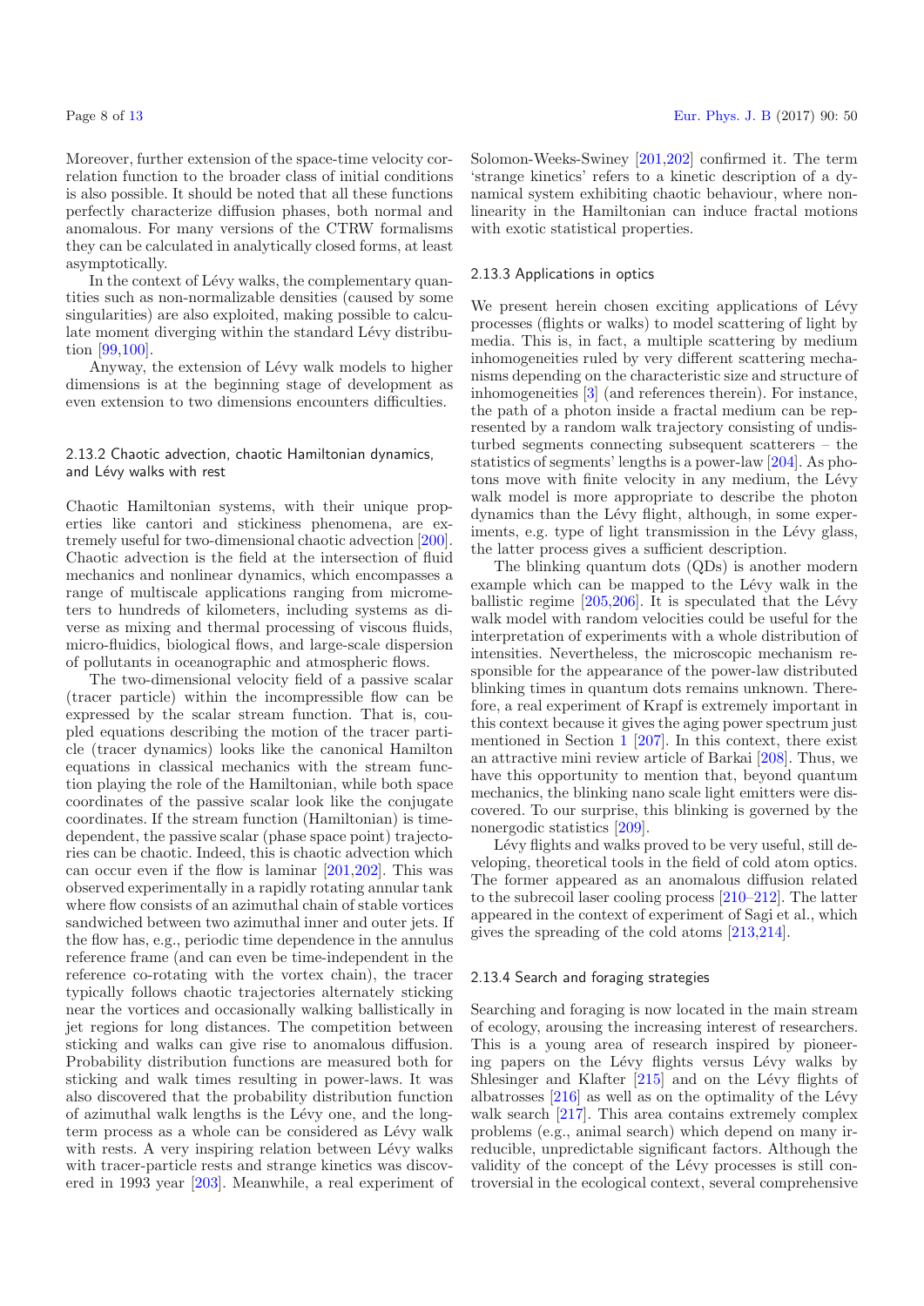Moreover, further extension of the space-time velocity correlation function to the broader class of initial conditions is also possible. It should be noted that all these functions perfectly characterize diffusion phases, both normal and anomalous. For many versions of the CTRW formalisms they can be calculated in analytically closed forms, at least asymptotically.

In the context of Lévy walks, the complementary quantities such as non-normalizable densities (caused by some singularities) are also exploited, making possible to calculate moment diverging within the standard Lévy distribution [99,100].

Anyway, the extension of Lévy walk models to higher dimensions is at the beginning stage of development as even extension to two dimensions encounters difficulties.

### 2.13.2 Chaotic advection, chaotic Hamiltonian dynamics, and Lévy walks with rest

Chaotic Hamiltonian systems, with their unique properties like cantori and stickiness phenomena, are extremely useful for two-dimensional chaotic advection [200]. Chaotic advection is the field at the intersection of fluid mechanics and nonlinear dynamics, which encompasses a range of multiscale applications ranging from micrometers to hundreds of kilometers, including systems as diverse as mixing and thermal processing of viscous fluids, micro-fluidics, biological flows, and large-scale dispersion of pollutants in oceanographic and atmospheric flows.

The two-dimensional velocity field of a passive scalar (tracer particle) within the incompressible flow can be expressed by the scalar stream function. That is, coupled equations describing the motion of the tracer particle (tracer dynamics) looks like the canonical Hamilton equations in classical mechanics with the stream function playing the role of the Hamiltonian, while both space coordinates of the passive scalar look like the conjugate coordinates. If the stream function (Hamiltonian) is time-dependent, the passive scalar (phase space point) trajectories can be chaotic. Indeed, this is chaotic advection which can occur even if the flow is laminar [201,202]. This was observed experimentally in a rapidly rotating annular tank where flow consists of an azimuthal chain of stable vortices sandwiched between two azimuthal inner and outer jets. If the flow has, e.g., periodic time dependence in the annulus reference frame (and can even be time-independent in the reference co-rotating with the vortex chain), the tracer typically follows chaotic trajectories alternately sticking near the vortices and occasionally walking ballistically in jet regions for long distances. The competition between sticking and walks can give rise to anomalous diffusion. Probability distribution functions are measured both for sticking and walk times resulting in power-laws. It was also discovered that the probability distribution function of azimuthal walk lengths is the Lévy one, and the long-term process as a whole can be considered as Lévy walk with rests. A very inspiring relation between Lévy walks with tracer-particle rests and strange kinetics was discovered in 1993 year [203]. Meanwhile, a real experiment of Solomon-Weeks-Swiney [201,202] confirmed it. The term 'strange kinetics' refers to a kinetic description of a dynamical system exhibiting chaotic behaviour, where nonlinearity in the Hamiltonian can induce fractal motions with exotic statistical properties.

### 2.13.3 Applications in optics

We present herein chosen exciting applications of Lévy processes (flights or walks) to model scattering of light by media. This is, in fact, a multiple scattering by medium inhomogeneities ruled by very different scattering mechanisms depending on the characteristic size and structure of inhomogeneities [3] (and references therein). For instance, the path of a photon inside a fractal medium can be represented by a random walk trajectory consisting of undisturbed segments connecting subsequent scatterers – the statistics of segments' lengths is a power-law [204]. As photons move with finite velocity in any medium, the Lévy walk model is more appropriate to describe the photon dynamics than the Lévy flight, although, in some experiments, e.g. type of light transmission in the Lévy glass, the latter process gives a sufficient description.

The blinking quantum dots (QDs) is another modern example which can be mapped to the Lévy walk in the ballistic regime [205,206]. It is speculated that the Lévy walk model with random velocities could be useful for the interpretation of experiments with a whole distribution of intensities. Nevertheless, the microscopic mechanism responsible for the appearance of the power-law distributed blinking times in quantum dots remains unknown. Therefore, a real experiment of Krapf is extremely important in this context because it gives the aging power spectrum just mentioned in Section 1 [207]. In this context, there exist an attractive mini review article of Barkai [208]. Thus, we have this opportunity to mention that, beyond quantum mechanics, the blinking nano scale light emitters were discovered. To our surprise, this blinking is governed by the nonergodic statistics [209].

Lévy flights and walks proved to be very useful, still developing, theoretical tools in the field of cold atom optics. The former appeared as an anomalous diffusion related to the subrecoil laser cooling process [210–212]. The latter appeared in the context of experiment of Sagi et al., which gives the spreading of the cold atoms [213,214].

### 2.13.4 Search and foraging strategies

Searching and foraging is now located in the main stream of ecology, arousing the increasing interest of researchers. This is a young area of research inspired by pioneering papers on the Lévy flights versus Lévy walks by Shlesinger and Klafter [215] and on the Lévy flights of albatrosses [216] as well as on the optimality of the Lévy walk search [217]. This area contains extremely complex problems (e.g., animal search) which depend on many irreducible, unpredictable significant factors. Although the validity of the concept of the Lévy processes is still controversial in the ecological context, several comprehensive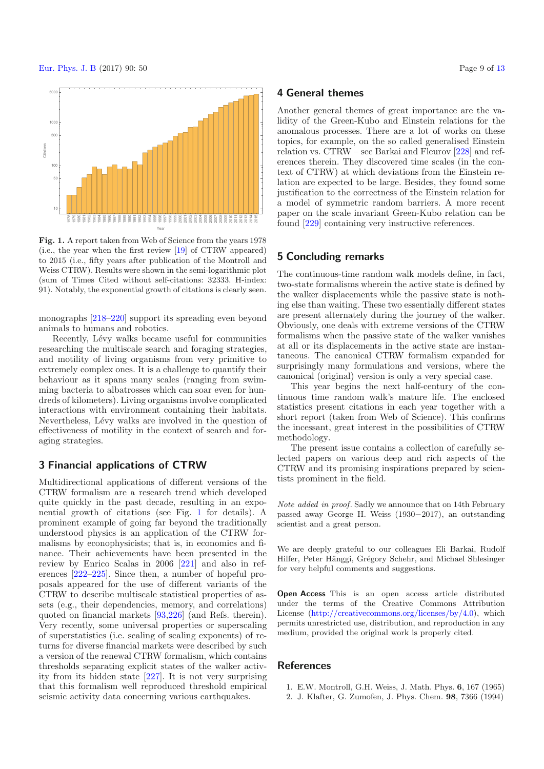5000

1000

500

100

50

10

Citations

1978 1979 1980 1981 1982 1983 1984 1985 1986 1987 1988 1989 1990 1991 1992 1993 1994 1995 1996 1997 1998 1999 2000 2001 2002 2003 2004 2005 2006 2007 2008 2009 2010 2011 2012 2013 2014 2015

Year

**Fig. 1.** A report taken from Web of Science from the years 1978 (i.e., the year when the first review [19] of CTRW appeared) to 2015 (i.e., fifty years after publication of the Montroll and Weiss CTRW). Results were shown in the semi-logarithmic plot (sum of Times Cited without self-citations: 32333. H-index: 91). Notably, the exponential growth of citations is clearly seen.

monographs [218–220] support its spreading even beyond animals to humans and robotics.

Recently, Lévy walks became useful for communities researching the multiscale search and foraging strategies, and motility of living organisms from very primitive to extremely complex ones. It is a challenge to quantify their behaviour as it spans many scales (ranging from swimming bacteria to albatrosses which can soar even for hundreds of kilometers). Living organisms involve complicated interactions with environment containing their habitats. Nevertheless, Lévy walks are involved in the question of effectiveness of motility in the context of search and foraging strategies.

## 3 Financial applications of CTRW

Multidirectional applications of different versions of the CTRW formalism are a research trend which developed quite quickly in the past decade, resulting in an exponential growth of citations (see Fig. 1 for details). A prominent example of going far beyond the traditionally understood physics is an application of the CTRW formalisms by econophysicists; that is, in economics and finance. Their achievements have been presented in the review by Enrico Scalas in 2006 [221] and also in references [222–225]. Since then, a number of hopeful proposals appeared for the use of different variants of the CTRW to describe multiscale statistical properties of assets (e.g., their dependencies, memory, and correlations) quoted on financial markets [93,226] (and Refs. therein). Very recently, some universal properties or superscaling of superstatistics (i.e. scaling of scaling exponents) of returns for diverse financial markets were described by such a version of the renewal CTRW formalism, which contains thresholds separating explicit states of the walker activity from its hidden state [227]. It is not very surprising that this formalism well reproduced threshold empirical seismic activity data concerning various earthquakes.

## 4 General themes

Another general themes of great importance are the validity of the Green-Kubo and Einstein relations for the anomalous processes. There are a lot of works on these topics, for example, on the so called generalised Einstein relation vs. CTRW – see Barkai and Fleurov [228] and references therein. They discovered time scales (in the context of CTRW) at which deviations from the Einstein relation are expected to be large. Besides, they found some justification to the correctness of the Einstein relation for a model of symmetric random barriers. A more recent paper on the scale invariant Green-Kubo relation can be found [229] containing very instructive references.

## 5 Concluding remarks

The continuous-time random walk models define, in fact, two-state formalisms wherein the active state is defined by the walker displacements while the passive state is nothing else than waiting. These two essentially different states are present alternately during the journey of the walker. Obviously, one deals with extreme versions of the CTRW formalisms when the passive state of the walker vanishes at all or its displacements in the active state are instantaneous. The canonical CTRW formalism expanded for surprisingly many formulations and versions, where the canonical (original) version is only a very special case.

This year begins the next half-century of the continuous time random walk's mature life. The enclosed statistics present citations in each year together with a short report (taken from Web of Science). This confirms the incessant, great interest in the possibilities of CTRW methodology.

The present issue contains a collection of carefully selected papers on various deep and rich aspects of the CTRW and its promising inspirations prepared by scientists prominent in the field.

*Note added in proof.* Sadly we announce that on 14th February passed away George H. Weiss (1930–2017), an outstanding scientist and a great person.

We are deeply grateful to our colleagues Eli Barkai, Rudolf Hilfer, Peter Hänggi, Grégory Schehr, and Michael Shlesinger for very helpful comments and suggestions.

**Open Access** This is an open access article distributed under the terms of the Creative Commons Attribution License (http://creativecommons.org/licenses/by/4.0), which permits unrestricted use, distribution, and reproduction in any medium, provided the original work is properly cited.

## References

1. E.W. Montroll, G.H. Weiss, J. Math. Phys. **6**, 167 (1965)
2. J. Klafter, G. Zumofen, J. Phys. Chem. **98**, 7366 (1994)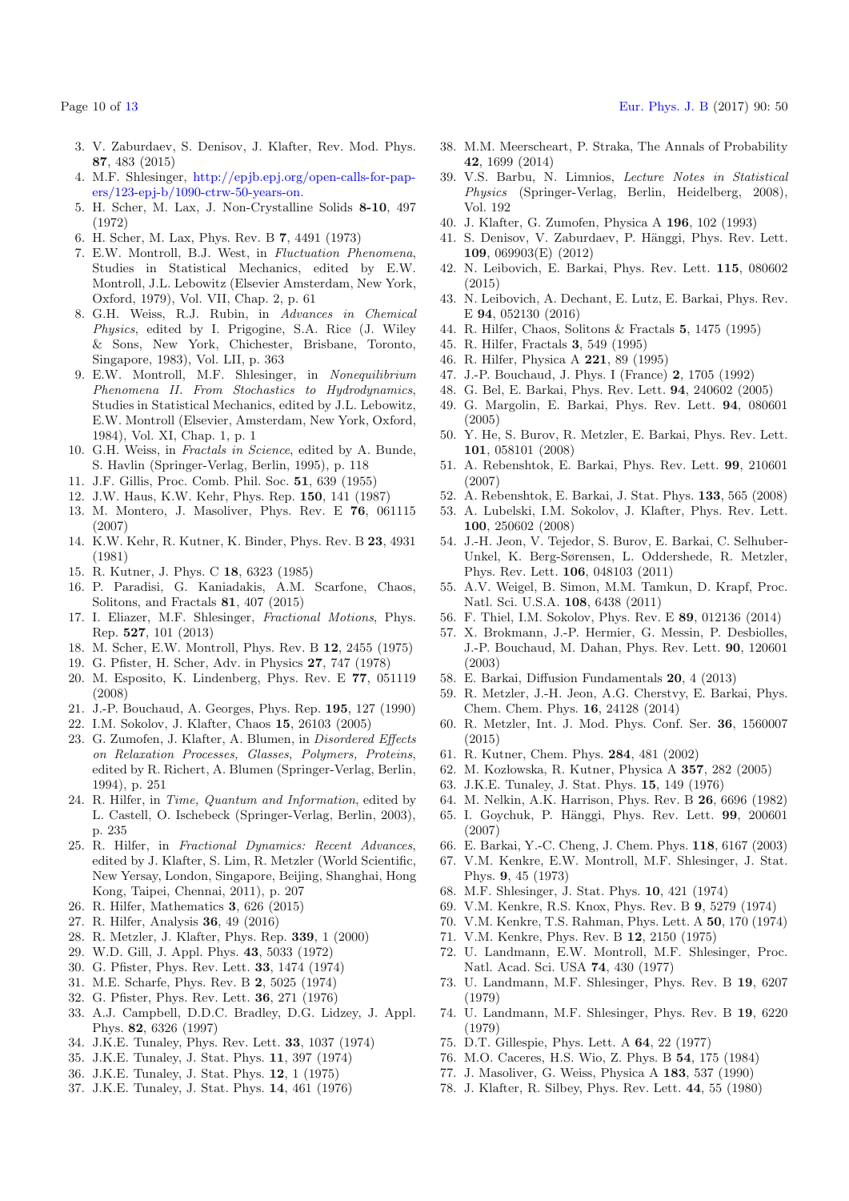3. V. Zaburdaev, S. Denisov, J. Klafter, Rev. Mod. Phys. **87**, 483 (2015)
4. M.F. Shlesinger, http://epjb.epj.org/open-calls-for-papers/123-epj-b/1090-ctrw-50-years-on.
5. H. Scher, M. Lax, J. Non-Crystalline Solids **8-10**, 497 (1972)
6. H. Scher, M. Lax, Phys. Rev. B **7**, 4491 (1973)
7. E.W. Montroll, B.J. West, in *Fluctuation Phenomena*, Studies in Statistical Mechanics, edited by E.W. Montroll, J.L. Lebowitz (Elsevier Amsterdam, New York, Oxford, 1979), Vol. VII, Chap. 2, p. 61
8. G.H. Weiss, R.J. Rubin, in *Advances in Chemical Physics*, edited by I. Prigogine, S.A. Rice (J. Wiley & Sons, New York, Chichester, Brisbane, Toronto, Singapore, 1983), Vol. LII, p. 363
9. E.W. Montroll, M.F. Shlesinger, in *Nonequilibrium Phenomena II. From Stochastics to Hydrodynamics*, Studies in Statistical Mechanics, edited by J.L. Lebowitz, E.W. Montroll (Elsevier, Amsterdam, New York, Oxford, 1984), Vol. XI, Chap. 1, p. 1
10. G.H. Weiss, in *Fractals in Science*, edited by A. Bunde, S. Havlin (Springer-Verlag, Berlin, 1995), p. 118
11. J.F. Gillis, Proc. Comb. Phil. Soc. **51**, 639 (1955)
12. J.W. Haus, K.W. Kehr, Phys. Rep. **150**, 141 (1987)
13. M. Montero, J. Masoliver, Phys. Rev. E **76**, 061115 (2007)
14. K.W. Kehr, R. Kutner, K. Binder, Phys. Rev. B **23**, 4931 (1981)
15. R. Kutner, J. Phys. C **18**, 6323 (1985)
16. P. Paradisi, G. Kaniadakis, A.M. Scarfone, Chaos, Solitons, and Fractals **81**, 407 (2015)
17. I. Eliazer, M.F. Shlesinger, *Fractional Motions*, Phys. Rep. **527**, 101 (2013)
18. M. Scher, E.W. Montroll, Phys. Rev. B **12**, 2455 (1975)
19. G. Pfister, H. Scher, Adv. in Physics **27**, 747 (1978)
20. M. Esposito, K. Lindenberg, Phys. Rev. E **77**, 051119 (2008)
21. J.-P. Bouchaud, A. Georges, Phys. Rep. **195**, 127 (1990)
22. I.M. Sokolov, J. Klafter, Chaos **15**, 26103 (2005)
23. G. Zumofen, J. Klafter, A. Blumen, in *Disordered Effects on Relaxation Processes, Glasses, Polymers, Proteins*, edited by R. Richert, A. Blumen (Springer-Verlag, Berlin, 1994), p. 251
24. R. Hilfer, in *Time, Quantum and Information*, edited by L. Castell, O. Ischebeck (Springer-Verlag, Berlin, 2003), p. 235
25. R. Hilfer, in *Fractional Dynamics: Recent Advances*, edited by J. Klafter, S. Lim, R. Metzler (World Scientific, New Yersay, London, Singapore, Beijing, Shanghai, Hong Kong, Taipei, Chennai, 2011), p. 207
26. R. Hilfer, Mathematics **3**, 626 (2015)
27. R. Hilfer, Analysis **36**, 49 (2016)
28. R. Metzler, J. Klafter, Phys. Rep. **339**, 1 (2000)
29. W.D. Gill, J. Appl. Phys. **43**, 5033 (1972)
30. G. Pfister, Phys. Rev. Lett. **33**, 1474 (1974)
31. M.E. Scharfe, Phys. Rev. B **2**, 5025 (1974)
32. G. Pfister, Phys. Rev. Lett. **36**, 271 (1976)
33. A.J. Campbell, D.D.C. Bradley, D.G. Lidzey, J. Appl. Phys. **82**, 6326 (1997)
34. J.K.E. Tunaley, Phys. Rev. Lett. **33**, 1037 (1974)
35. J.K.E. Tunaley, J. Stat. Phys. **11**, 397 (1974)
36. J.K.E. Tunaley, J. Stat. Phys. **12**, 1 (1975)
37. J.K.E. Tunaley, J. Stat. Phys. **14**, 461 (1976)
38. M.M. Meerscheart, P. Straka, The Annals of Probability **42**, 1699 (2014)
39. V.S. Barbu, N. Limnios, *Lecture Notes in Statistical Physics* (Springer-Verlag, Berlin, Heidelberg, 2008), Vol. 192
40. J. Klafter, G. Zumofen, Physica A **196**, 102 (1993)
41. S. Denisov, V. Zaburdaev, P. Hänggi, Phys. Rev. Lett. **109**, 069903(E) (2012)
42. N. Leibovich, E. Barkai, Phys. Rev. Lett. **115**, 080602 (2015)
43. N. Leibovich, A. Dechant, E. Lutz, E. Barkai, Phys. Rev. E **94**, 052130 (2016)
44. R. Hilfer, Chaos, Solitons & Fractals **5**, 1475 (1995)
45. R. Hilfer, Fractals **3**, 549 (1995)
46. R. Hilfer, Physica A **221**, 89 (1995)
47. J.-P. Bouchaud, J. Phys. I (France) **2**, 1705 (1992)
48. G. Bel, E. Barkai, Phys. Rev. Lett. **94**, 240602 (2005)
49. G. Margolin, E. Barkai, Phys. Rev. Lett. **94**, 080601 (2005)
50. Y. He, S. Burov, R. Metzler, E. Barkai, Phys. Rev. Lett. **101**, 058101 (2008)
51. A. Rebenshtok, E. Barkai, Phys. Rev. Lett. **99**, 210601 (2007)
52. A. Rebenshtok, E. Barkai, J. Stat. Phys. **133**, 565 (2008)
53. A. Lubelski, I.M. Sokolov, J. Klafter, Phys. Rev. Lett. **100**, 250602 (2008)
54. J.-H. Jeon, V. Tejedor, S. Burov, E. Barkai, C. Selhuber-Unkel, K. Berg-Sørensen, L. Oddershede, R. Metzler, Phys. Rev. Lett. **106**, 048103 (2011)
55. A.V. Weigel, B. Simon, M.M. Tamkun, D. Krapf, Proc. Natl. Sci. U.S.A. **108**, 6438 (2011)
56. F. Thiel, I.M. Sokolov, Phys. Rev. E **89**, 012136 (2014)
57. X. Brokmann, J.-P. Hermier, G. Messin, P. Desbiolles, J.-P. Bouchaud, M. Dahan, Phys. Rev. Lett. **90**, 120601 (2003)
58. E. Barkai, Diffusion Fundamentals **20**, 4 (2013)
59. R. Metzler, J.-H. Jeon, A.G. Cherstvy, E. Barkai, Phys. Chem. Chem. Phys. **16**, 24128 (2014)
60. R. Metzler, Int. J. Mod. Phys. Conf. Ser. **36**, 1560007 (2015)
61. R. Kutner, Chem. Phys. **284**, 481 (2002)
62. M. Kozłowska, R. Kutner, Physica A **357**, 282 (2005)
63. J.K.E. Tunaley, J. Stat. Phys. **15**, 149 (1976)
64. M. Nelkin, A.K. Harrison, Phys. Rev. B **26**, 6696 (1982)
65. I. Goychuk, P. Hänggi, Phys. Rev. Lett. **99**, 200601 (2007)
66. E. Barkai, Y.-C. Cheng, J. Chem. Phys. **118**, 6167 (2003)
67. V.M. Kenkre, E.W. Montroll, M.F. Shlesinger, J. Stat. Phys. **9**, 45 (1973)
68. M.F. Shlesinger, J. Stat. Phys. **10**, 421 (1974)
69. V.M. Kenkre, R.S. Knox, Phys. Rev. B **9**, 5279 (1974)
70. V.M. Kenkre, T.S. Rahman, Phys. Lett. A **50**, 170 (1974)
71. V.M. Kenkre, Phys. Rev. B **12**, 2150 (1975)
72. U. Landmann, E.W. Montroll, M.F. Shlesinger, Proc. Natl. Acad. Sci. USA **74**, 430 (1977)
73. U. Landmann, M.F. Shlesinger, Phys. Rev. B **19**, 6207 (1979)
74. U. Landmann, M.F. Shlesinger, Phys. Rev. B **19**, 6220 (1979)
75. D.T. Gillespie, Phys. Lett. A **64**, 22 (1977)
76. M.O. Caceres, H.S. Wio, Z. Phys. B **54**, 175 (1984)
77. J. Masoliver, G. Weiss, Physica A **183**, 537 (1990)
78. J. Klafter, R. Silbey, Phys. Rev. Lett. **44**, 55 (1980)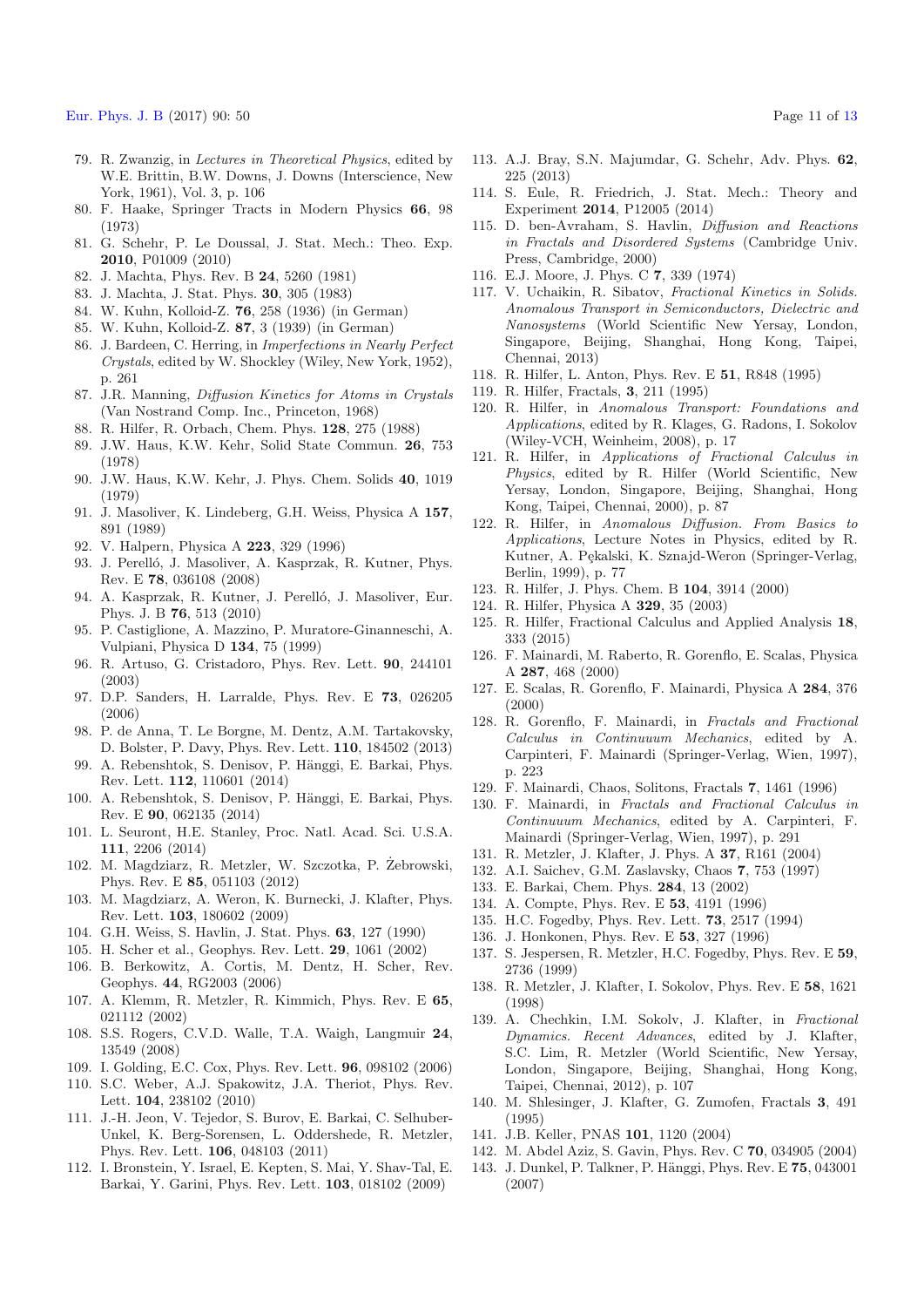79. R. Zwanzig, in *Lectures in Theoretical Physics*, edited by W.E. Brittin, B.W. Downs, J. Downs (Interscience, New York, 1961), Vol. 3, p. 106
80. F. Haake, Springer Tracts in Modern Physics **66**, 98 (1973)
81. G. Schehr, P. Le Doussal, J. Stat. Mech.: Theo. Exp. **2010**, P01009 (2010)
82. J. Machta, Phys. Rev. B **24**, 5260 (1981)
83. J. Machta, J. Stat. Phys. **30**, 305 (1983)
84. W. Kuhn, Kolloid-Z. **76**, 258 (1936) (in German)
85. W. Kuhn, Kolloid-Z. **87**, 3 (1939) (in German)
86. J. Bardeen, C. Herring, in *Imperfections in Nearly Perfect Crystals*, edited by W. Shockley (Wiley, New York, 1952), p. 261
87. J.R. Manning, *Diffusion Kinetics for Atoms in Crystals* (Van Nostrand Comp. Inc., Princeton, 1968)
88. R. Hilfer, R. Orbach, Chem. Phys. **128**, 275 (1988)
89. J.W. Haus, K.W. Kehr, Solid State Commun. **26**, 753 (1978)
90. J.W. Haus, K.W. Kehr, J. Phys. Chem. Solids **40**, 1019 (1979)
91. J. Masoliver, K. Lindeberg, G.H. Weiss, Physica A **157**, 891 (1989)
92. V. Halpern, Physica A **223**, 329 (1996)
93. J. Perelló, J. Masoliver, A. Kasprzak, R. Kutner, Phys. Rev. E **78**, 036108 (2008)
94. A. Kasprzak, R. Kutner, J. Perelló, J. Masoliver, Eur. Phys. J. B **76**, 513 (2010)
95. P. Castiglione, A. Mazzino, P. Muratore-Ginanneschi, A. Vulpiani, Physica D **134**, 75 (1999)
96. R. Artuso, G. Cristadoro, Phys. Rev. Lett. **90**, 244101 (2003)
97. D.P. Sanders, H. Larralde, Phys. Rev. E **73**, 026205 (2006)
98. P. de Anna, T. Le Borgne, M. Dentz, A.M. Tartakovsky, D. Bolster, P. Davy, Phys. Rev. Lett. **110**, 184502 (2013)
99. A. Rebenshtok, S. Denisov, P. Hänggi, E. Barkai, Phys. Rev. Lett. **112**, 110601 (2014)
100. A. Rebenshtok, S. Denisov, P. Hänggi, E. Barkai, Phys. Rev. E **90**, 062135 (2014)
101. L. Seuront, H.E. Stanley, Proc. Natl. Acad. Sci. U.S.A. **111**, 2206 (2014)
102. M. Magdziarz, R. Metzler, W. Szczotka, P. Żebrowski, Phys. Rev. E **85**, 051103 (2012)
103. M. Magdziarz, A. Weron, K. Burnecki, J. Klafter, Phys. Rev. Lett. **103**, 180602 (2009)
104. G.H. Weiss, S. Havlin, J. Stat. Phys. **63**, 127 (1990)
105. H. Scher et al., Geophys. Rev. Lett. **29**, 1061 (2002)
106. B. Berkowitz, A. Cortis, M. Dentz, H. Scher, Rev. Geophys. **44**, RG2003 (2006)
107. A. Klemm, R. Metzler, R. Kimmich, Phys. Rev. E **65**, 021112 (2002)
108. S.S. Rogers, C.V.D. Walle, T.A. Waigh, Langmuir **24**, 13549 (2008)
109. I. Golding, E.C. Cox, Phys. Rev. Lett. **96**, 098102 (2006)
110. S.C. Weber, A.J. Spakowitz, J.A. Theriot, Phys. Rev. Lett. **104**, 238102 (2010)
111. J.-H. Jeon, V. Tejedor, S. Burov, E. Barkai, C. Selhuber-Unkel, K. Berg-Sorensen, L. Oddershede, R. Metzler, Phys. Rev. Lett. **106**, 048103 (2011)
112. I. Bronstein, Y. Israel, E. Kepten, S. Mai, Y. Shav-Tal, E. Barkai, Y. Garini, Phys. Rev. Lett. **103**, 018102 (2009)
113. A.J. Bray, S.N. Majumdar, G. Schehr, Adv. Phys. **62**, 225 (2013)
114. S. Eule, R. Friedrich, J. Stat. Mech.: Theory and Experiment **2014**, P12005 (2014)
115. D. ben-Avraham, S. Havlin, *Diffusion and Reactions in Fractals and Disordered Systems* (Cambridge Univ. Press, Cambridge, 2000)
116. E.J. Moore, J. Phys. C **7**, 339 (1974)
117. V. Uchaikin, R. Sibatov, *Fractional Kinetics in Solids. Anomalous Transport in Semiconductors, Dielectric and Nanosystems* (World Scientific New Yersay, London, Singapore, Beijing, Shanghai, Hong Kong, Taipei, Chennai, 2013)
118. R. Hilfer, L. Anton, Phys. Rev. E **51**, R848 (1995)
119. R. Hilfer, Fractals, **3**, 211 (1995)
120. R. Hilfer, in *Anomalous Transport: Foundations and Applications*, edited by R. Klages, G. Radons, I. Sokolov (Wiley-VCH, Weinheim, 2008), p. 17
121. R. Hilfer, in *Applications of Fractional Calculus in Physics*, edited by R. Hilfer (World Scientific, New Yersay, London, Singapore, Beijing, Shanghai, Hong Kong, Taipei, Chennai, 2000), p. 87
122. R. Hilfer, in *Anomalous Diffusion. From Basics to Applications*, Lecture Notes in Physics, edited by R. Kutner, A. Pękalski, K. Sznajd-Weron (Springer-Verlag, Berlin, 1999), p. 77
123. R. Hilfer, J. Phys. Chem. B **104**, 3914 (2000)
124. R. Hilfer, Physica A **329**, 35 (2003)
125. R. Hilfer, Fractional Calculus and Applied Analysis **18**, 333 (2015)
126. F. Mainardi, M. Raberto, R. Gorenflo, E. Scalas, Physica A **287**, 468 (2000)
127. E. Scalas, R. Gorenflo, F. Mainardi, Physica A **284**, 376 (2000)
128. R. Gorenflo, F. Mainardi, in *Fractals and Fractional Calculus in Continuum Mechanics*, edited by A. Carpinteri, F. Mainardi (Springer-Verlag, Wien, 1997), p. 223
129. F. Mainardi, Chaos, Solitons, Fractals **7**, 1461 (1996)
130. F. Mainardi, in *Fractals and Fractional Calculus in Continuum Mechanics*, edited by A. Carpinteri, F. Mainardi (Springer-Verlag, Wien, 1997), p. 291
131. R. Metzler, J. Klafter, J. Phys. A **37**, R161 (2004)
132. A.I. Saichev, G.M. Zaslavsky, Chaos **7**, 753 (1997)
133. E. Barkai, Chem. Phys. **284**, 13 (2002)
134. A. Compte, Phys. Rev. E **53**, 4191 (1996)
135. H.C. Fogedby, Phys. Rev. Lett. **73**, 2517 (1994)
136. J. Honkonen, Phys. Rev. E **53**, 327 (1996)
137. S. Jespersen, R. Metzler, H.C. Fogedby, Phys. Rev. E **59**, 2736 (1999)
138. R. Metzler, J. Klafter, I. Sokolov, Phys. Rev. E **58**, 1621 (1998)
139. A. Chechkin, I.M. Sokolv, J. Klafter, in *Fractional Dynamics. Recent Advances*, edited by J. Klafter, S.C. Lim, R. Metzler (World Scientific, New Yersay, London, Singapore, Beijing, Shanghai, Hong Kong, Taipei, Chennai, 2012), p. 107
140. M. Shlesinger, J. Klafter, G. Zumofen, Fractals **3**, 491 (1995)
141. J.B. Keller, PNAS **101**, 1120 (2004)
142. M. Abdel Aziz, S. Gavin, Phys. Rev. C **70**, 034905 (2004)
143. J. Dunkel, P. Talkner, P. Hänggi, Phys. Rev. E **75**, 043001 (2007)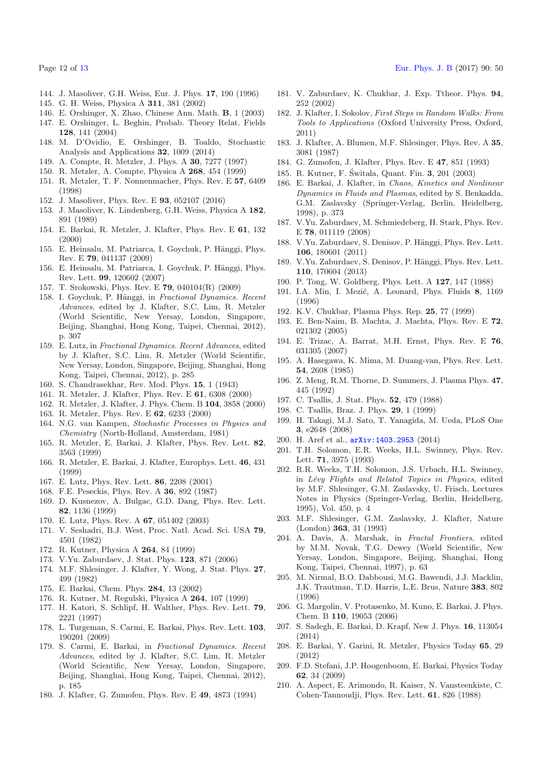144. J. Masoliver, G.H. Weiss, Eur. J. Phys. **17**, 190 (1996)
145. G. H. Weiss, Physica A **311**, 381 (2002)
146. E. Orshinger, X. Zhao, Chinese Ann. Math. **B**, 1 (2003)
147. E. Orshinger, L. Beghin, Probab. Theory Relat. Fields **128**, 141 (2004)
148. M. D'Ovidio, E. Orshinger, B. Toaldo, Stochastic Analysis and Applications **32**, 1009 (2014)
149. A. Compte, R. Metzler, J. Phys. A **30**, 7277 (1997)
150. R. Metzler, A. Compte, Physica A **268**, 454 (1999)
151. R. Metzler, T. F. Nonnenmacher, Phys. Rev. E **57**, 6409 (1998)
152. J. Masoliver, Phys. Rev. E **93**, 052107 (2016)
153. J. Masoliver, K. Lindenberg, G.H. Weiss, Physica A **182**, 891 (1989)
154. E. Barkai, R. Metzler, J. Klafter, Phys. Rev. E **61**, 132 (2000)
155. E. Heinsalu, M. Patriarca, I. Goychuk, P. Hänggi, Phys. Rev. E **79**, 041137 (2009)
156. E. Heinsalu, M. Patriarca, I. Goychuk, P. Hänggi, Phys. Rev. Lett. **99**, 120602 (2007)
157. T. Srokowski, Phys. Rev. E **79**, 040104(R) (2009)
158. I. Goychuk, P. Hänggi, in *Fractional Dynamics. Recent Advances*, edited by J. Klafter, S.C. Lim, R. Metzler (World Scientific, New Yersay, London, Singapore, Beijing, Shanghai, Hong Kong, Taipei, Chennai, 2012), p. 307
159. E. Lutz, in *Fractional Dynamics. Recent Advances*, edited by J. Klafter, S.C. Lim, R. Metzler (World Scientific, New Yersay, London, Singapore, Beijing, Shanghai, Hong Kong, Taipei, Chennai, 2012), p. 285
160. S. Chandrasekhar, Rev. Mod. Phys. **15**, 1 (1943)
161. R. Metzler, J. Klafter, Phys. Rev. E **61**, 6308 (2000)
162. R. Metzler, J. Klafter, J. Phys. Chem. B **104**, 3858 (2000)
163. R. Metzler, Phys. Rev. E **62**, 6233 (2000)
164. N.G. van Kampen, *Stochastic Processes in Physics and Chemistry* (North-Holland, Amsterdam, 1981)
165. R. Metzler, E. Barkai, J. Klafter, Phys. Rev. Lett. **82**, 3563 (1999)
166. R. Metzler, E. Barkai, J. Klafter, Europhys. Lett. **46**, 431 (1999)
167. E. Lutz, Phys. Rev. Lett. **86**, 2208 (2001)
168. F.E. Peseckis, Phys. Rev. A **36**, 892 (1987)
169. D. Kusnezov, A. Bulgac, G.D. Dang, Phys. Rev. Lett. **82**, 1136 (1999)
170. E. Lutz, Phys. Rev. A **67**, 051402 (2003)
171. V. Seshadri, B.J. West, Proc. Natl. Acad. Sci. USA **79**, 4501 (1982)
172. R. Kutner, Physica A **264**, 84 (1999)
173. V.Yu. Zaburdaev, J. Stat. Phys. **123**, 871 (2006)
174. M.F. Shlesinger, J. Klafter, Y. Wong, J. Stat. Phys. **27**, 499 (1982)
175. E. Barkai, Chem. Phys. **284**, 13 (2002)
176. R. Kutner, M. Regulski, Physica A **264**, 107 (1999)
177. H. Katori, S. Schlipf, H. Walther, Phys. Rev. Lett. **79**, 2221 (1997)
178. L. Turgeman, S. Carmi, E. Barkai, Phys. Rev. Lett. **103**, 190201 (2009)
179. S. Carmi, E. Barkai, in *Fractional Dynamics. Recent Advances*, edited by J. Klafter, S.C. Lim, R. Metzler (World Scientific, New Yersay, London, Singapore, Beijing, Shanghai, Hong Kong, Taipei, Chennai, 2012), p. 185
180. J. Klafter, G. Zumofen, Phys. Rev. E **49**, 4873 (1994)
181. V. Zaburdaev, K. Chukbar, J. Exp. Ttheor. Phys. **94**, 252 (2002)
182. J. Klafter, I. Sokolov, *First Steps in Random Walks: From Tools to Applications* (Oxford University Press, Oxford, 2011)
183. J. Klafter, A. Blumen, M.F. Shlesinger, Phys. Rev. A **35**, 3081 (1987)
184. G. Zumofen, J. Klafter, Phys. Rev. E **47**, 851 (1993)
185. R. Kutner, F. Świtała, Quant. Fin. **3**, 201 (2003)
186. E. Barkai, J. Klafter, in *Chaos, Kinetics and Nonlinear Dynamics in Fluids and Plasmas*, edited by S. Benkadda, G.M. Zaslavsky (Springer-Verlag, Berlin, Heidelberg, 1998), p. 373
187. V.Yu. Zaburdaev, M. Schmiedeberg, H. Stark, Phys. Rev. E **78**, 011119 (2008)
188. V.Yu. Zaburdaev, S. Denisov, P. Hänggi, Phys. Rev. Lett. **106**, 180601 (2011)
189. V.Yu. Zaburdaev, S. Denisov, P. Hänggi, Phys. Rev. Lett. **110**, 170604 (2013)
190. P. Tong, W. Goldberg, Phys. Lett. A **127**, 147 (1988)
191. I.A. Min, I. Mezić, A. Leonard, Phys. Fluids **8**, 1169 (1996)
192. K.V. Chukbar, Plasma Phys. Rep. **25**, 77 (1999)
193. E. Ben-Naim, B. Machta, J. Machta, Phys. Rev. E **72**, 021302 (2005)
194. E. Trizac, A. Barrat, M.H. Ernst, Phys. Rev. E **76**, 031305 (2007)
195. A. Hasegawa, K. Mima, M. Duang-van, Phys. Rev. Lett. **54**, 2608 (1985)
196. Z. Meng, R.M. Thorne, D. Summers, J. Plasma Phys. **47**, 445 (1992)
197. C. Tsallis, J. Stat. Phys. **52**, 479 (1988)
198. C. Tsallis, Braz. J. Phys. **29**, 1 (1999)
199. H. Takagi, M.J. Sato, T. Yanagida, M. Ueda, PLoS One **3**, e2648 (2008)
200. H. Aref et al., arXiv:1403.2953 (2014)
201. T.H. Solomon, E.R. Weeks, H.L. Swinney, Phys. Rev. Lett. **71**, 3975 (1993)
202. R.R. Weeks, T.H. Solomon, J.S. Urbach, H.L. Swinney, in *Lévy Flights and Related Topics in Physics*, edited by M.F. Shlesinger, G.M. Zaslavsky, U. Frisch, Lectures Notes in Physics (Springer-Verlag, Berlin, Heidelberg, 1995), Vol. 450, p. 4
203. M.F. Shlesinger, G.M. Zaslavsky, J. Klafter, Nature (London) **363**, 31 (1993)
204. A. Davis, A. Marshak, in *Fractal Frontiers*, edited by M.M. Novak, T.G. Dewey (World Scientific, New Yersay, London, Singapore, Beijing, Shanghai, Hong Kong, Taipei, Chennai, 1997), p. 63
205. M. Nirmal, B.O. Dabbousi, M.G. Bawendi, J.J. Macklin, J.K. Trautman, T.D. Harris, L.E. Brus, Nature **383**, 802 (1996)
206. G. Margolin, V. Protasenko, M. Kuno, E. Barkai, J. Phys. Chem. B **110**, 19053 (2006)
207. S. Sadegh, E. Barkai, D. Krapf, New J. Phys. **16**, 113054 (2014)
208. E. Barkai, Y. Garini, R. Metzler, Physics Today **65**, 29 (2012)
209. F.D. Stefani, J.P. Hoogenboom, E. Barkai, Physics Today **62**, 34 (2009)
210. A. Aspect, E. Arimondo, R. Kaiser, N. Vansteenkiste, C. Cohen-Tannoudji, Phys. Rev. Lett. **61**, 826 (1988)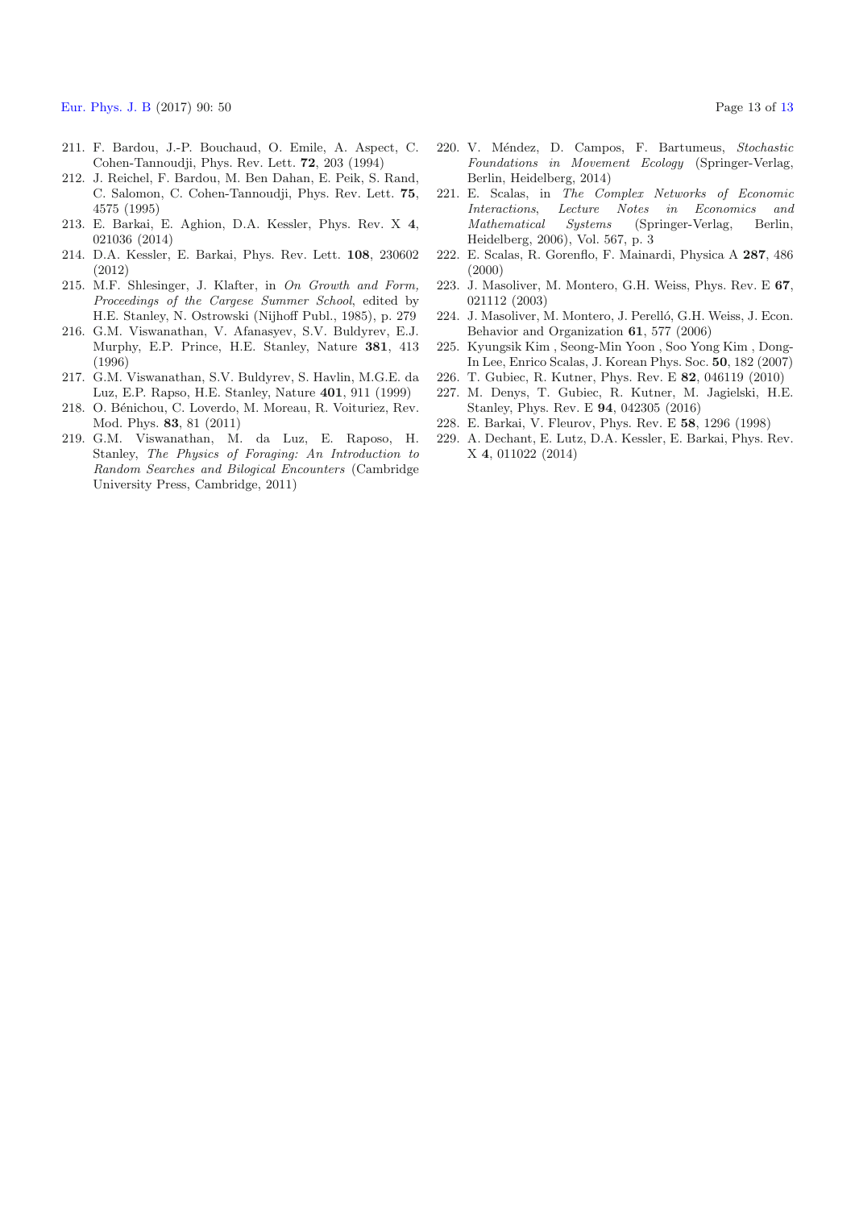211. F. Bardou, J.-P. Bouchaud, O. Emile, A. Aspect, C. Cohen-Tannoudji, Phys. Rev. Lett. **72**, 203 (1994)
212. J. Reichel, F. Bardou, M. Ben Dahan, E. Peik, S. Rand, C. Salomon, C. Cohen-Tannoudji, Phys. Rev. Lett. **75**, 4575 (1995)
213. E. Barkai, E. Aghion, D.A. Kessler, Phys. Rev. X **4**, 021036 (2014)
214. D.A. Kessler, E. Barkai, Phys. Rev. Lett. **108**, 230602 (2012)
215. M.F. Shlesinger, J. Klafter, in *On Growth and Form, Proceedings of the Cargese Summer School*, edited by H.E. Stanley, N. Ostrowski (Nijhoff Publ., 1985), p. 279
216. G.M. Viswanathan, V. Afanasyev, S.V. Buldyrev, E.J. Murphy, E.P. Prince, H.E. Stanley, Nature **381**, 413 (1996)
217. G.M. Viswanathan, S.V. Buldyrev, S. Havlin, M.G.E. da Luz, E.P. Rapso, H.E. Stanley, Nature **401**, 911 (1999)
218. O. Bénichou, C. Loverdo, M. Moreau, R. Voituriez, Rev. Mod. Phys. **83**, 81 (2011)
219. G.M. Viswanathan, M. da Luz, E. Raposo, H. Stanley, *The Physics of Foraging: An Introduction to Random Searches and Bilogical Encounters* (Cambridge University Press, Cambridge, 2011)
220. V. Méndez, D. Campos, F. Bartumeus, *Stochastic Foundations in Movement Ecology* (Springer-Verlag, Berlin, Heidelberg, 2014)
221. E. Scalas, in *The Complex Networks of Economic Interactions*, *Lecture Notes in Economics and Mathematical Systems* (Springer-Verlag, Berlin, Heidelberg, 2006), Vol. 567, p. 3
222. E. Scalas, R. Gorenflo, F. Mainardi, Physica A **287**, 486 (2000)
223. J. Masoliver, M. Montero, G.H. Weiss, Phys. Rev. E **67**, 021112 (2003)
224. J. Masoliver, M. Montero, J. Perelló, G.H. Weiss, J. Econ. Behavior and Organization **61**, 577 (2006)
225. Kyungsik Kim , Seong-Min Yoon , Soo Yong Kim , Dong-In Lee, Enrico Scalas, J. Korean Phys. Soc. **50**, 182 (2007)
226. T. Gubiec, R. Kutner, Phys. Rev. E **82**, 046119 (2010)
227. M. Denys, T. Gubiec, R. Kutner, M. Jagielski, H.E. Stanley, Phys. Rev. E **94**, 042305 (2016)
228. E. Barkai, V. Fleurov, Phys. Rev. E **58**, 1296 (1998)
229. A. Dechant, E. Lutz, D.A. Kessler, E. Barkai, Phys. Rev. X **4**, 011022 (2014)